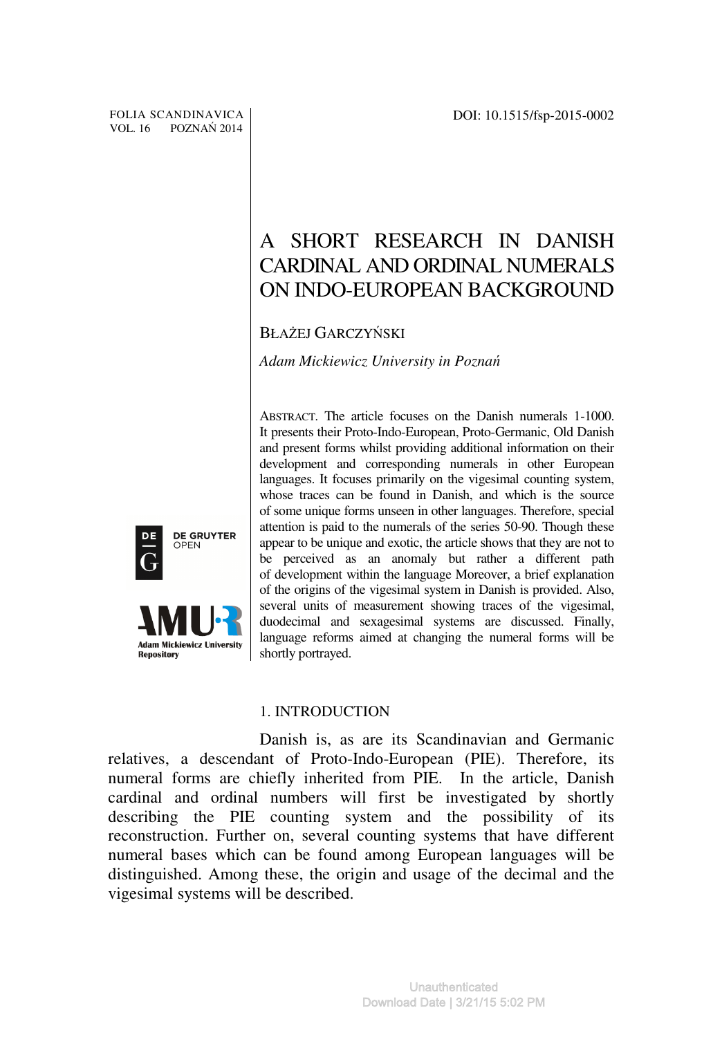# A SHORT RESEARCH IN DANISH CARDINAL AND ORDINAL NUMERALS ON INDO-EUROPEAN BACKGROUND

BŁAŻEJ GARCZYŃSKI

*Adam Mickiewicz University in Poznań*

ABSTRACT. The article focuses on the Danish numerals 1-1000. It presents their Proto-Indo-European, Proto-Germanic, Old Danish and present forms whilst providing additional information on their development and corresponding numerals in other European languages. It focuses primarily on the vigesimal counting system, whose traces can be found in Danish, and which is the source of some unique forms unseen in other languages. Therefore, special attention is paid to the numerals of the series 50-90. Though these appear to be unique and exotic, the article shows that they are not to be perceived as an anomaly but rather a different path of development within the language Moreover, a brief explanation of the origins of the vigesimal system in Danish is provided. Also, several units of measurement showing traces of the vigesimal, duodecimal and sexagesimal systems are discussed. Finally, language reforms aimed at changing the numeral forms will be shortly portrayed.

## 1. INTRODUCTION

Danish is, as are its Scandinavian and Germanic relatives, a descendant of Proto-Indo-European (PIE). Therefore, its numeral forms are chiefly inherited from PIE. In the article, Danish cardinal and ordinal numbers will first be investigated by shortly describing the PIE counting system and the possibility of its reconstruction. Further on, several counting systems that have different numeral bases which can be found among European languages will be distinguished. Among these, the origin and usage of the decimal and the vigesimal systems will be described.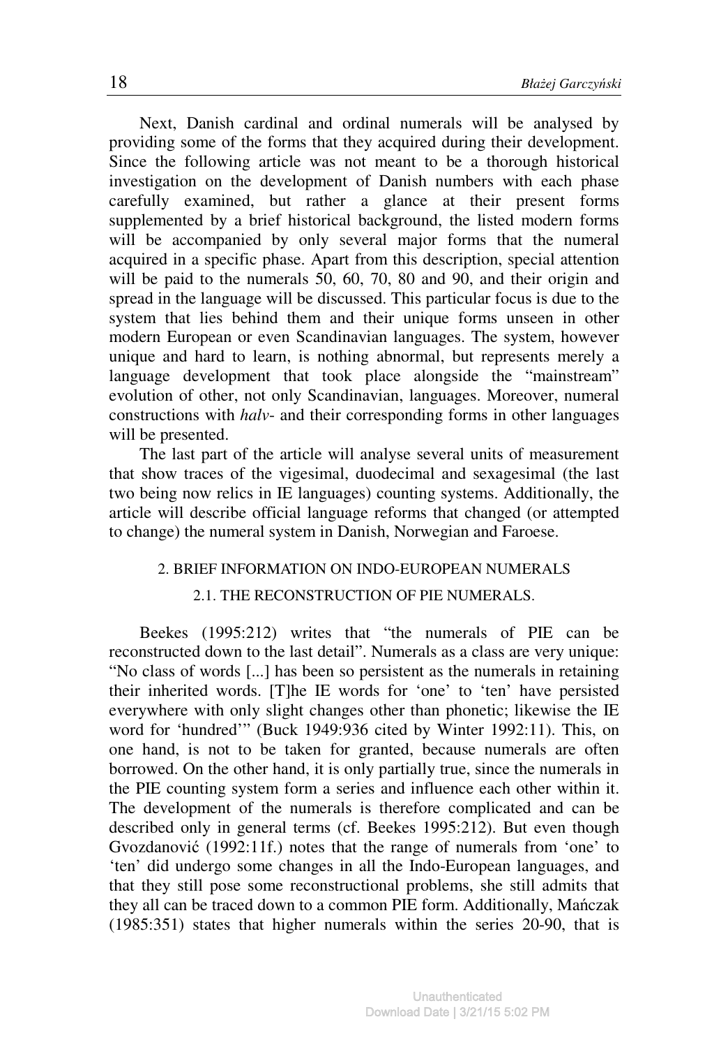Next, Danish cardinal and ordinal numerals will be analysed by providing some of the forms that they acquired during their development. Since the following article was not meant to be a thorough historical investigation on the development of Danish numbers with each phase carefully examined, but rather a glance at their present forms supplemented by a brief historical background, the listed modern forms will be accompanied by only several major forms that the numeral acquired in a specific phase. Apart from this description, special attention will be paid to the numerals 50, 60, 70, 80 and 90, and their origin and spread in the language will be discussed. This particular focus is due to the system that lies behind them and their unique forms unseen in other modern European or even Scandinavian languages. The system, however unique and hard to learn, is nothing abnormal, but represents merely a language development that took place alongside the "mainstream" evolution of other, not only Scandinavian, languages. Moreover, numeral constructions with *halv-* and their corresponding forms in other languages will be presented.

The last part of the article will analyse several units of measurement that show traces of the vigesimal, duodecimal and sexagesimal (the last two being now relics in IE languages) counting systems. Additionally, the article will describe official language reforms that changed (or attempted to change) the numeral system in Danish, Norwegian and Faroese.

## 2. BRIEF INFORMATION ON INDO-EUROPEAN NUMERALS

### 2.1. THE RECONSTRUCTION OF PIE NUMERALS.

Beekes (1995:212) writes that "the numerals of PIE can be reconstructed down to the last detail". Numerals as a class are very unique: "No class of words [...] has been so persistent as the numerals in retaining their inherited words. [T]he IE words for 'one' to 'ten' have persisted everywhere with only slight changes other than phonetic; likewise the IE word for 'hundred'" (Buck 1949:936 cited by Winter 1992:11). This, on one hand, is not to be taken for granted, because numerals are often borrowed. On the other hand, it is only partially true, since the numerals in the PIE counting system form a series and influence each other within it. The development of the numerals is therefore complicated and can be described only in general terms (cf. Beekes 1995:212). But even though Gvozdanović (1992:11f.) notes that the range of numerals from 'one' to 'ten' did undergo some changes in all the Indo-European languages, and that they still pose some reconstructional problems, she still admits that they all can be traced down to a common PIE form. Additionally, Mańczak (1985:351) states that higher numerals within the series 20-90, that is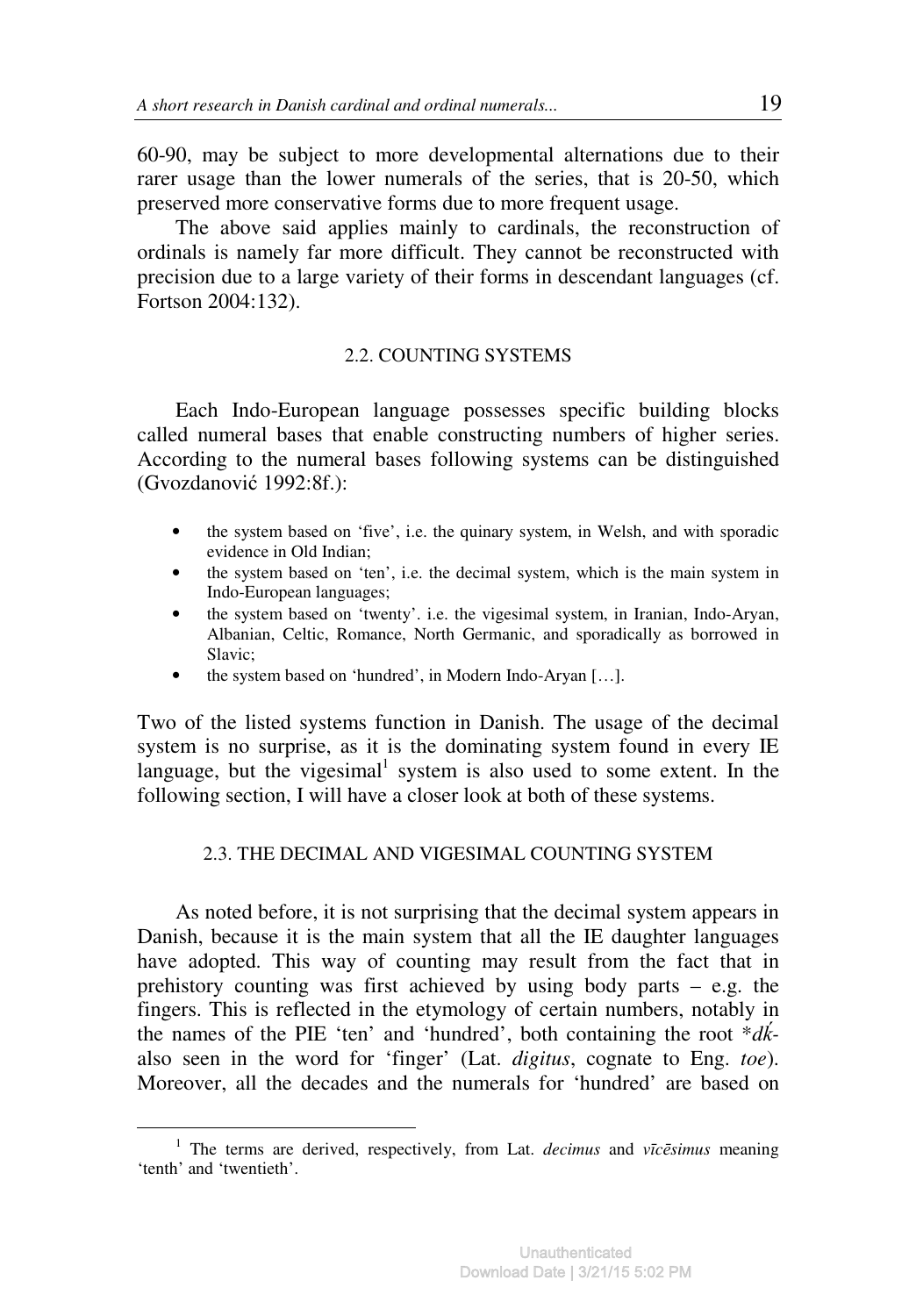60-90, may be subject to more developmental alternations due to their rarer usage than the lower numerals of the series, that is 20-50, which preserved more conservative forms due to more frequent usage.

The above said applies mainly to cardinals, the reconstruction of ordinals is namely far more difficult. They cannot be reconstructed with precision due to a large variety of their forms in descendant languages (cf. Fortson 2004:132).

## 2.2. COUNTING SYSTEMS

Each Indo-European language possesses specific building blocks called numeral bases that enable constructing numbers of higher series. According to the numeral bases following systems can be distinguished (Gvozdanović 1992:8f.):

- the system based on 'five', i.e. the quinary system, in Welsh, and with sporadic evidence in Old Indian;
- the system based on 'ten', i.e. the decimal system, which is the main system in Indo-European languages;
- the system based on 'twenty'. i.e. the vigesimal system, in Iranian, Indo-Aryan, Albanian, Celtic, Romance, North Germanic, and sporadically as borrowed in Slavic;
- the system based on 'hundred', in Modern Indo-Aryan […].

Two of the listed systems function in Danish. The usage of the decimal system is no surprise, as it is the dominating system found in every IE language, but the vigesimal[1] system is also used to some extent. In the following section, I will have a closer look at both of these systems.

## 2.3. THE DECIMAL AND VIGESIMAL COUNTING SYSTEM

As noted before, it is not surprising that the decimal system appears in Danish, because it is the main system that all the IE daughter languages have adopted. This way of counting may result from the fact that in prehistory counting was first achieved by using body parts – e.g. the fingers. This is reflected in the etymology of certain numbers, notably in the names of the PIE 'ten' and 'hundred', both containing the root *\*dḱ-* also seen in the word for 'finger' (Lat. *digitus*, cognate to Eng. *toe*). Moreover, all the decades and the numerals for 'hundred' are based on

[1] The terms are derived, respectively, from Lat. *decimus* and *vīcēsimus* meaning 'tenth' and 'twentieth'.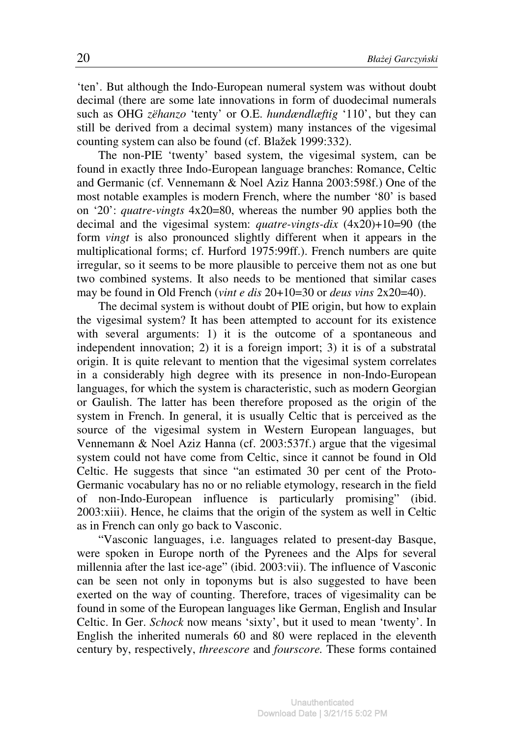'ten'. But although the Indo-European numeral system was without doubt decimal (there are some late innovations in form of duodecimal numerals such as OHG *zëhanzo* 'tenty' or O.E. *hundændlæftig* '110', but they can still be derived from a decimal system) many instances of the vigesimal counting system can also be found (cf. Blažek 1999:332).

The non-PIE 'twenty' based system, the vigesimal system, can be found in exactly three Indo-European language branches: Romance, Celtic and Germanic (cf. Vennemann & Noel Aziz Hanna 2003:598f.) One of the most notable examples is modern French, where the number '80' is based on '20': *quatre-vingts* 4x20=80, whereas the number 90 applies both the decimal and the vigesimal system: *quatre-vingts-dix* (4x20)+10=90 (the form *vingt* is also pronounced slightly different when it appears in the multiplicational forms; cf. Hurford 1975:99ff.). French numbers are quite irregular, so it seems to be more plausible to perceive them not as one but two combined systems. It also needs to be mentioned that similar cases may be found in Old French (*vint e dis* 20+10=30 or *deus vins* 2x20=40).

The decimal system is without doubt of PIE origin, but how to explain the vigesimal system? It has been attempted to account for its existence with several arguments: 1) it is the outcome of a spontaneous and independent innovation; 2) it is a foreign import; 3) it is of a substratal origin. It is quite relevant to mention that the vigesimal system correlates in a considerably high degree with its presence in non-Indo-European languages, for which the system is characteristic, such as modern Georgian or Gaulish. The latter has been therefore proposed as the origin of the system in French. In general, it is usually Celtic that is perceived as the source of the vigesimal system in Western European languages, but Vennemann & Noel Aziz Hanna (cf. 2003:537f.) argue that the vigesimal system could not have come from Celtic, since it cannot be found in Old Celtic. He suggests that since "an estimated 30 per cent of the Proto-Germanic vocabulary has no or no reliable etymology, research in the field of non-Indo-European influence is particularly promising" (ibid. 2003:xiii). Hence, he claims that the origin of the system as well in Celtic as in French can only go back to Vasconic.

"Vasconic languages, i.e. languages related to present-day Basque, were spoken in Europe north of the Pyrenees and the Alps for several millennia after the last ice-age" (ibid. 2003:vii). The influence of Vasconic can be seen not only in toponyms but is also suggested to have been exerted on the way of counting. Therefore, traces of vigesimality can be found in some of the European languages like German, English and Insular Celtic. In Ger. *Schock* now means 'sixty', but it used to mean 'twenty'. In English the inherited numerals 60 and 80 were replaced in the eleventh century by, respectively, *threescore* and *fourscore.* These forms contained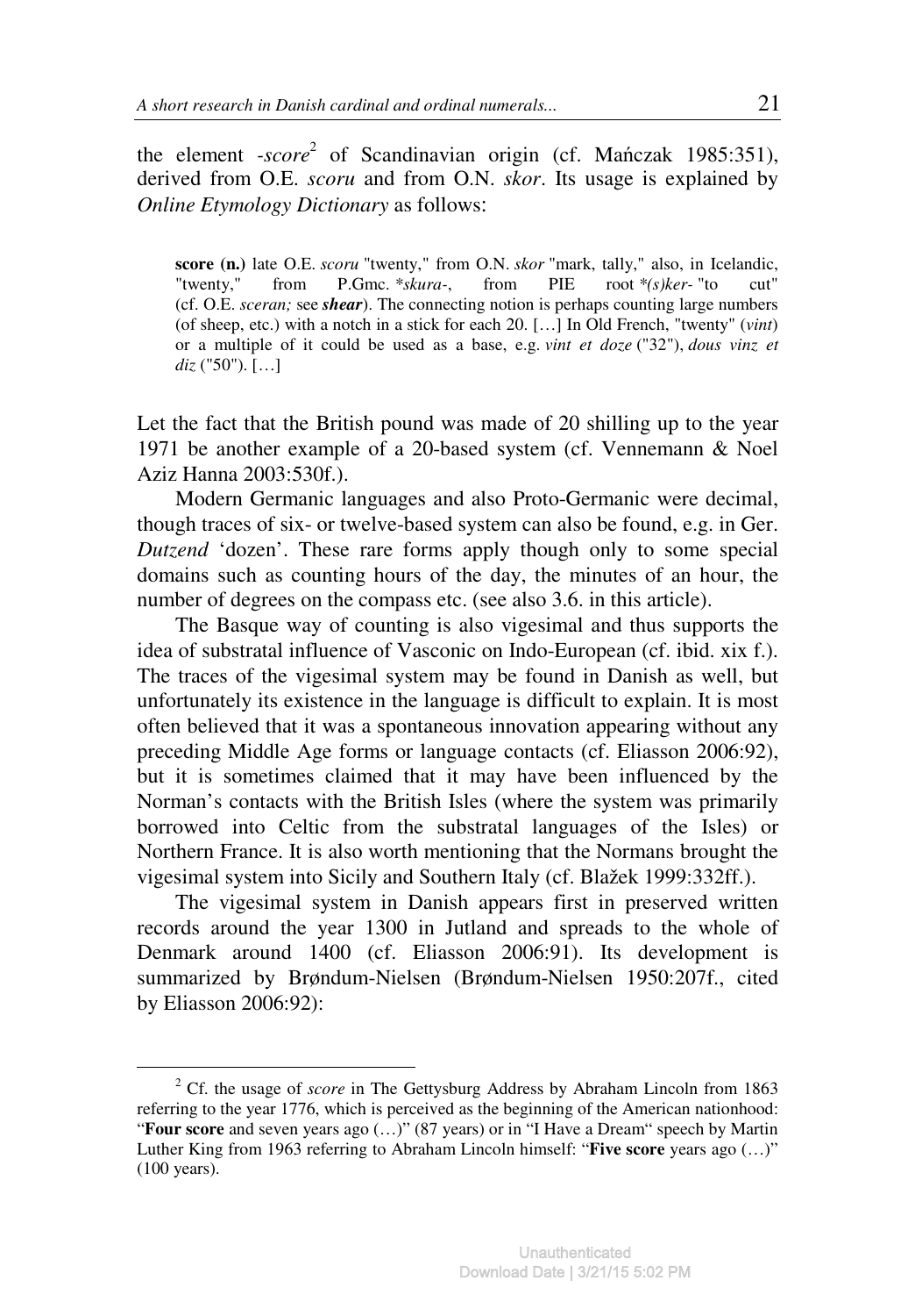the element *-score*[2] of Scandinavian origin (cf. Mańczak 1985:351), derived from O.E. *scoru* and from O.N. *skor*. Its usage is explained by *Online Etymology Dictionary* as follows:

> **score (n.)** late O.E. *scoru* "twenty," from O.N. *skor* "mark, tally," also, in Icelandic, "twenty," from P.Gmc. *\*skura-*, from PIE root *\*(s)ker-* "to cut" (cf. O.E. *sceran;* see ***shear***). The connecting notion is perhaps counting large numbers (of sheep, etc.) with a notch in a stick for each 20. […] In Old French, "twenty" (*vint*) or a multiple of it could be used as a base, e.g. *vint et doze* ("32"), *dous vinz et diz* ("50"). […]

Let the fact that the British pound was made of 20 shilling up to the year 1971 be another example of a 20-based system (cf. Vennemann & Noel Aziz Hanna 2003:530f.).

Modern Germanic languages and also Proto-Germanic were decimal, though traces of six- or twelve-based system can also be found, e.g. in Ger. *Dutzend* 'dozen'. These rare forms apply though only to some special domains such as counting hours of the day, the minutes of an hour, the number of degrees on the compass etc. (see also 3.6. in this article).

The Basque way of counting is also vigesimal and thus supports the idea of substratal influence of Vasconic on Indo-European (cf. ibid. xix f.). The traces of the vigesimal system may be found in Danish as well, but unfortunately its existence in the language is difficult to explain. It is most often believed that it was a spontaneous innovation appearing without any preceding Middle Age forms or language contacts (cf. Eliasson 2006:92), but it is sometimes claimed that it may have been influenced by the Norman's contacts with the British Isles (where the system was primarily borrowed into Celtic from the substratal languages of the Isles) or Northern France. It is also worth mentioning that the Normans brought the vigesimal system into Sicily and Southern Italy (cf. Blažek 1999:332ff.).

The vigesimal system in Danish appears first in preserved written records around the year 1300 in Jutland and spreads to the whole of Denmark around 1400 (cf. Eliasson 2006:91). Its development is summarized by Brøndum-Nielsen (Brøndum-Nielsen 1950:207f., cited by Eliasson 2006:92):

---

[2] Cf. the usage of *score* in The Gettysburg Address by Abraham Lincoln from 1863 referring to the year 1776, which is perceived as the beginning of the American nationhood: "**Four score** and seven years ago (…)" (87 years) or in "I Have a Dream" speech by Martin Luther King from 1963 referring to Abraham Lincoln himself: "**Five score** years ago (…)" (100 years).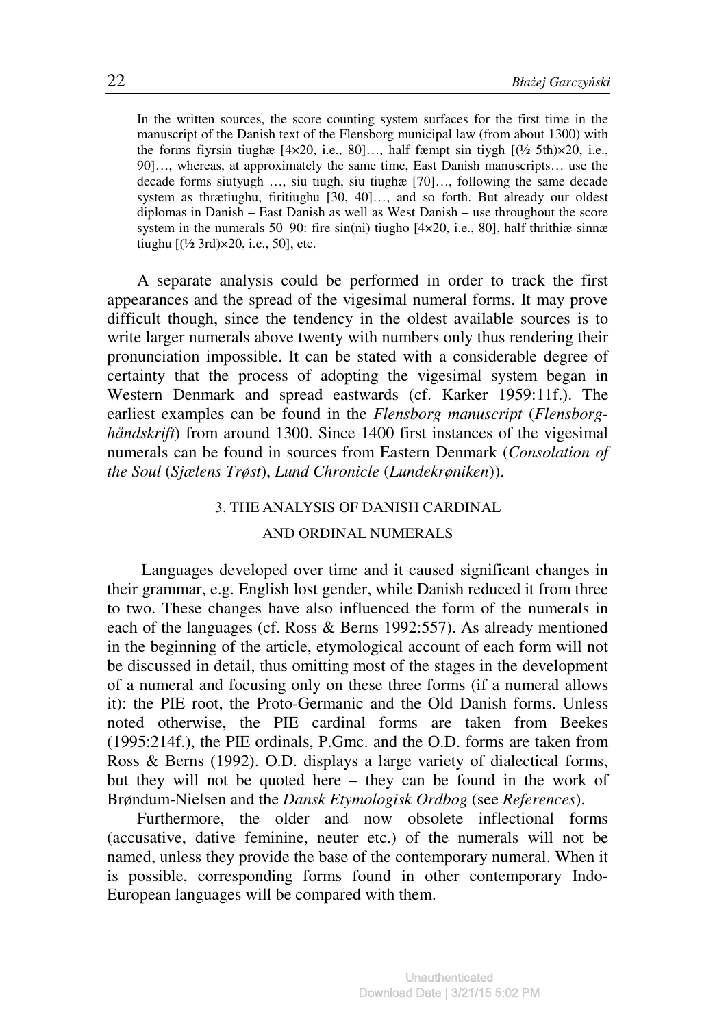> In the written sources, the score counting system surfaces for the first time in the manuscript of the Danish text of the Flensborg municipal law (from about 1300) with the forms fiyrsin tiughæ [4×20, i.e., 80]…, half fæmpt sin tiygh [(½ 5th)×20, i.e., 90]…, whereas, at approximately the same time, East Danish manuscripts… use the decade forms siutyugh …, siu tiugh, siu tiughæ [70]…, following the same decade system as thrætiughu, firitiughu [30, 40]…, and so forth. But already our oldest diplomas in Danish – East Danish as well as West Danish – use throughout the score system in the numerals 50–90: fire sin(ni) tiugho [4×20, i.e., 80], half thrithiæ sinnæ tiughu [(½ 3rd)×20, i.e., 50], etc.

A separate analysis could be performed in order to track the first appearances and the spread of the vigesimal numeral forms. It may prove difficult though, since the tendency in the oldest available sources is to write larger numerals above twenty with numbers only thus rendering their pronunciation impossible. It can be stated with a considerable degree of certainty that the process of adopting the vigesimal system began in Western Denmark and spread eastwards (cf. Karker 1959:11f.). The earliest examples can be found in the *Flensborg manuscript* (*Flensborg-håndskrift*) from around 1300. Since 1400 first instances of the vigesimal numerals can be found in sources from Eastern Denmark (*Consolation of the Soul* (*Sjælens Trøst*), *Lund Chronicle* (*Lundekrøniken*)).

## 3. THE ANALYSIS OF DANISH CARDINAL AND ORDINAL NUMERALS

Languages developed over time and it caused significant changes in their grammar, e.g. English lost gender, while Danish reduced it from three to two. These changes have also influenced the form of the numerals in each of the languages (cf. Ross & Berns 1992:557). As already mentioned in the beginning of the article, etymological account of each form will not be discussed in detail, thus omitting most of the stages in the development of a numeral and focusing only on these three forms (if a numeral allows it): the PIE root, the Proto-Germanic and the Old Danish forms. Unless noted otherwise, the PIE cardinal forms are taken from Beekes (1995:214f.), the PIE ordinals, P.Gmc. and the O.D. forms are taken from Ross & Berns (1992). O.D. displays a large variety of dialectical forms, but they will not be quoted here – they can be found in the work of Brøndum-Nielsen and the *Dansk Etymologisk Ordbog* (see *References*).

Furthermore, the older and now obsolete inflectional forms (accusative, dative feminine, neuter etc.) of the numerals will not be named, unless they provide the base of the contemporary numeral. When it is possible, corresponding forms found in other contemporary Indo-European languages will be compared with them.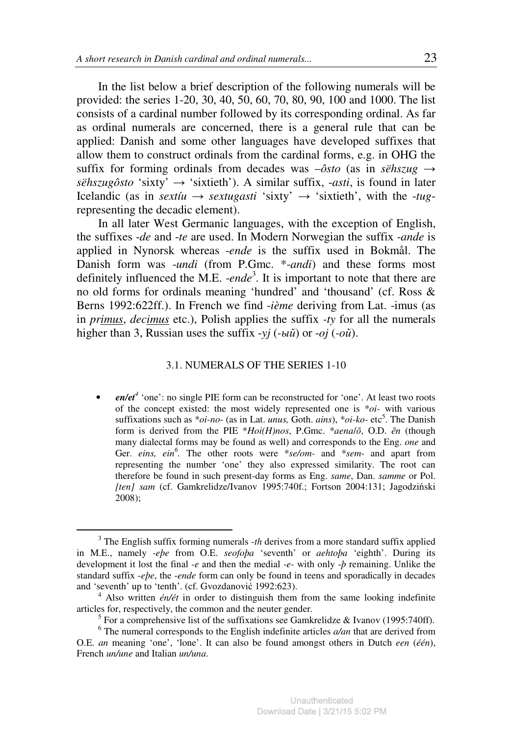In the list below a brief description of the following numerals will be provided: the series 1-20, 30, 40, 50, 60, 70, 80, 90, 100 and 1000. The list consists of a cardinal number followed by its corresponding ordinal. As far as ordinal numerals are concerned, there is a general rule that can be applied: Danish and some other languages have developed suffixes that allow them to construct ordinals from the cardinal forms, e.g. in OHG the suffix for forming ordinals from decades was *–ôsto* (as in *sëhszug* → *sëhszugôsto* 'sixty' → 'sixtieth'). A similar suffix, *-asti*, is found in later Icelandic (as in *sextíu* → *sextugasti* 'sixty' → 'sixtieth', with the *-tug-* representing the decadic element).

In all later West Germanic languages, with the exception of English, the suffixes *-de* and *-te* are used. In Modern Norwegian the suffix *-ande* is applied in Nynorsk whereas *-ende* is the suffix used in Bokmål. The Danish form was *-undi* (from P.Gmc. \**-andi*) and these forms most definitely influenced the M.E. *-ende*[3]. It is important to note that there are no old forms for ordinals meaning 'hundred' and 'thousand' (cf. Ross & Berns 1992:622ff.). In French we find *-ième* deriving from Lat. -imus (as in *pr<u>imus</u>*, *dec<u>imus</u>* etc.), Polish applies the suffix *-ty* for all the numerals higher than 3, Russian uses the suffix *-yj* (*-ый*) or *-oj* (*-ой*).

### 3.1. NUMERALS OF THE SERIES 1-10

- ***en/et***[4] 'one': no single PIE form can be reconstructed for 'one'. At least two roots of the concept existed: the most widely represented one is \**oi-* with various suffixations such as \**oi-no-* (as in Lat. *unus,* Goth. *ains*), \**oi-ko-* etc[5]. The Danish form is derived from the PIE \**Hoi(H)nos*, P.Gmc. \**aena/ō*, O.D. *ēn* (though many dialectal forms may be found as well) and corresponds to the Eng. *one* and Ger. *eins, ein*[6]. The other roots were \**se/om-* and \**sem-* and apart from representing the number 'one' they also expressed similarity. The root can therefore be found in such present-day forms as Eng. *same*, Dan. *samme* or Pol. *[ten] sam* (cf. Gamkrelidze/Ivanov 1995:740f.; Fortson 2004:131; Jagodziński 2008);

---

[3] The English suffix forming numerals *-th* derives from a more standard suffix applied in M.E., namely *-eþe* from O.E. *seofoþa* 'seventh' or *aehtoþa* 'eighth'. During its development it lost the final *-e* and then the medial *-e-* with only *-þ* remaining. Unlike the standard suffix *-eþe*, the *-ende* form can only be found in teens and sporadically in decades and 'seventh' up to 'tenth'. (cf. Gvozdanović 1992:623).

[4] Also written *én/ét* in order to distinguish them from the same looking indefinite articles for, respectively, the common and the neuter gender.

[5] For a comprehensive list of the suffixations see Gamkrelidze & Ivanov (1995:740ff).

[6] The numeral corresponds to the English indefinite articles *a/an* that are derived from O.E. *an* meaning 'one', 'lone'. It can also be found amongst others in Dutch *een* (*één*), French *un/une* and Italian *un/una*.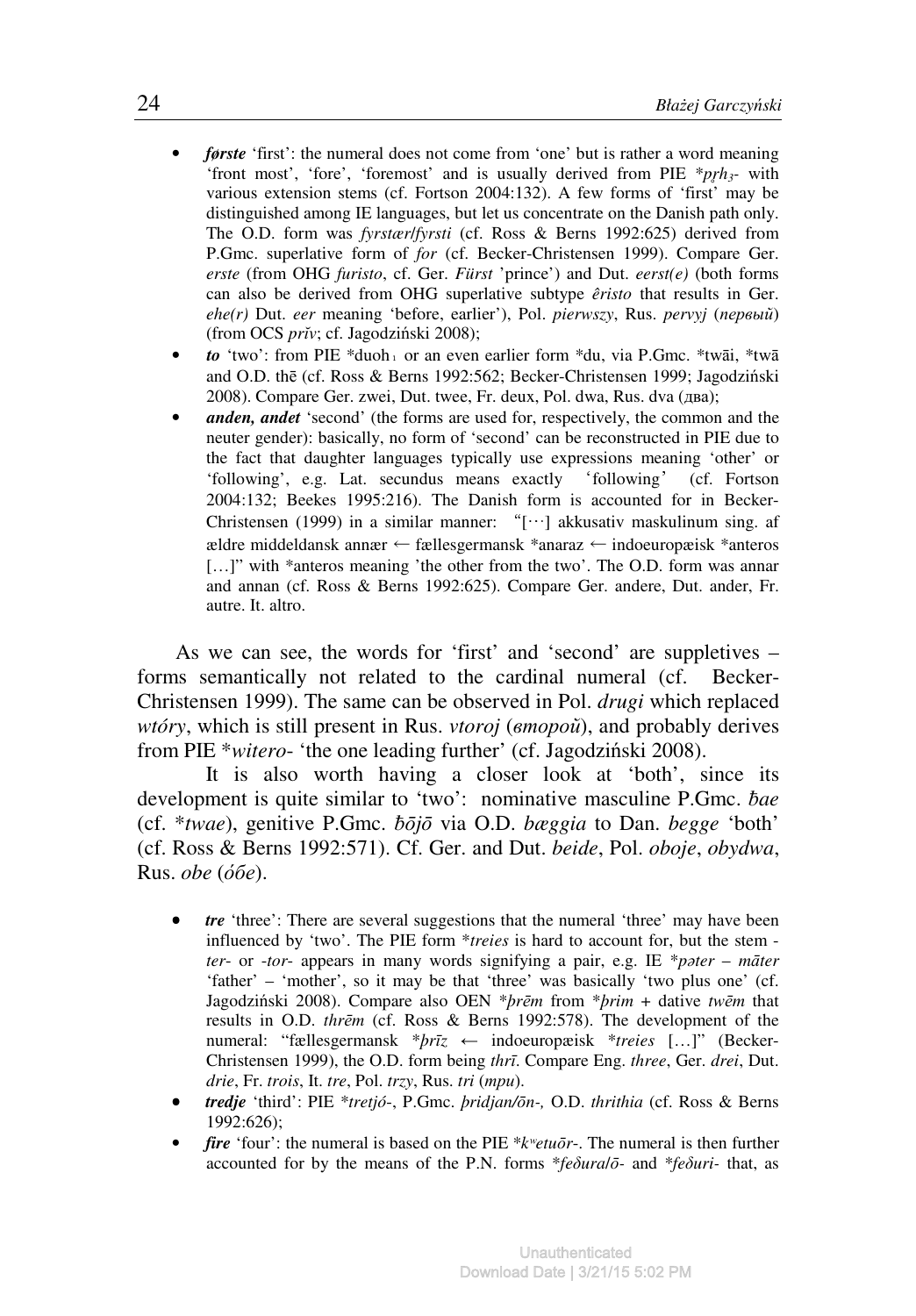- ***første*** 'first': the numeral does not come from 'one' but is rather a word meaning 'front most', 'fore', 'foremost' and is usually derived from PIE *$p̥rh_3$- with various extension stems (cf. Fortson 2004:132). A few forms of 'first' may be distinguished among IE languages, but let us concentrate on the Danish path only. The O.D. form was *fyrstær*/*fyrsti* (cf. Ross & Berns 1992:625) derived from P.Gmc. superlative form of *for* (cf. Becker-Christensen 1999). Compare Ger. *erste* (from OHG *furisto*, cf. Ger. *Fürst* 'prince') and Dut. *eerst(e)* (both forms can also be derived from OHG superlative subtype *êristo* that results in Ger. *ehe(r)* Dut. *eer* meaning 'before, earlier'), Pol. *pierwszy*, Rus. *pervyj* (*первый*) (from OCS *prĭv*; cf. Jagodziński 2008);
- ***to*** 'two': from PIE *$duoh_1$ or an even earlier form *du, via P.Gmc. *twāi, *twā and O.D. thē (cf. Ross & Berns 1992:562; Becker-Christensen 1999; Jagodziński 2008). Compare Ger. zwei, Dut. twee, Fr. deux, Pol. dwa, Rus. dva (два);
- ***anden, andet*** 'second' (the forms are used for, respectively, the common and the neuter gender): basically, no form of 'second' can be reconstructed in PIE due to the fact that daughter languages typically use expressions meaning 'other' or 'following', e.g. Lat. secundus means exactly 'following' (cf. Fortson 2004:132; Beekes 1995:216). The Danish form is accounted for in Becker-Christensen (1999) in a similar manner: "[···] akkusativ maskulinum sing. af ældre middeldansk annær ← fællesgermansk *anaraz ← indoeuropæisk *anteros […]" with *anteros meaning 'the other from the two'. The O.D. form was annar and annan (cf. Ross & Berns 1992:625). Compare Ger. andere, Dut. ander, Fr. autre. It. altro.

As we can see, the words for 'first' and 'second' are suppletives – forms semantically not related to the cardinal numeral (cf. Becker-Christensen 1999). The same can be observed in Pol. *drugi* which replaced *wtóry*, which is still present in Rus. *vtoroj* (*второй*), and probably derives from PIE **witero*- 'the one leading further' (cf. Jagodziński 2008).

It is also worth having a closer look at 'both', since its development is quite similar to 'two': nominative masculine P.Gmc. *ƀae* (cf. **twae*), genitive P.Gmc. *ƀōjō* via O.D. *bæggia* to Dan. *begge* 'both' (cf. Ross & Berns 1992:571). Cf. Ger. and Dut. *beide*, Pol. *oboje*, *obydwa*, Rus. *obe* (*óбе*).

- ***tre*** 'three': There are several suggestions that the numeral 'three' may have been influenced by 'two'. The PIE form **treies* is hard to account for, but the stem *-ter-* or *-tor-* appears in many words signifying a pair, e.g. IE **pəter* – *māter* 'father' – 'mother', so it may be that 'three' was basically 'two plus one' (cf. Jagodziński 2008). Compare also OEN **þrēm* from **þrim* + dative *twēm* that results in O.D. *thrēm* (cf. Ross & Berns 1992:578). The development of the numeral: "fællesgermansk **þrīz* ← indoeuropæisk **treies* […]" (Becker-Christensen 1999), the O.D. form being *thrī*. Compare Eng. *three*, Ger. *drei*, Dut. *drie*, Fr. *trois*, It. *tre*, Pol. *trzy*, Rus. *tri* (*mpu*).
- ***tredje*** 'third': PIE **tretjó-*, P.Gmc. *þridjan/ōn-,* O.D. *thrithia* (cf. Ross & Berns 1992:626);
- ***fire*** 'four': the numeral is based on the PIE *$k^w$*etuōr-*. The numeral is then further accounted for by the means of the P.N. forms **feδura/ō-* and **feδuri-* that, as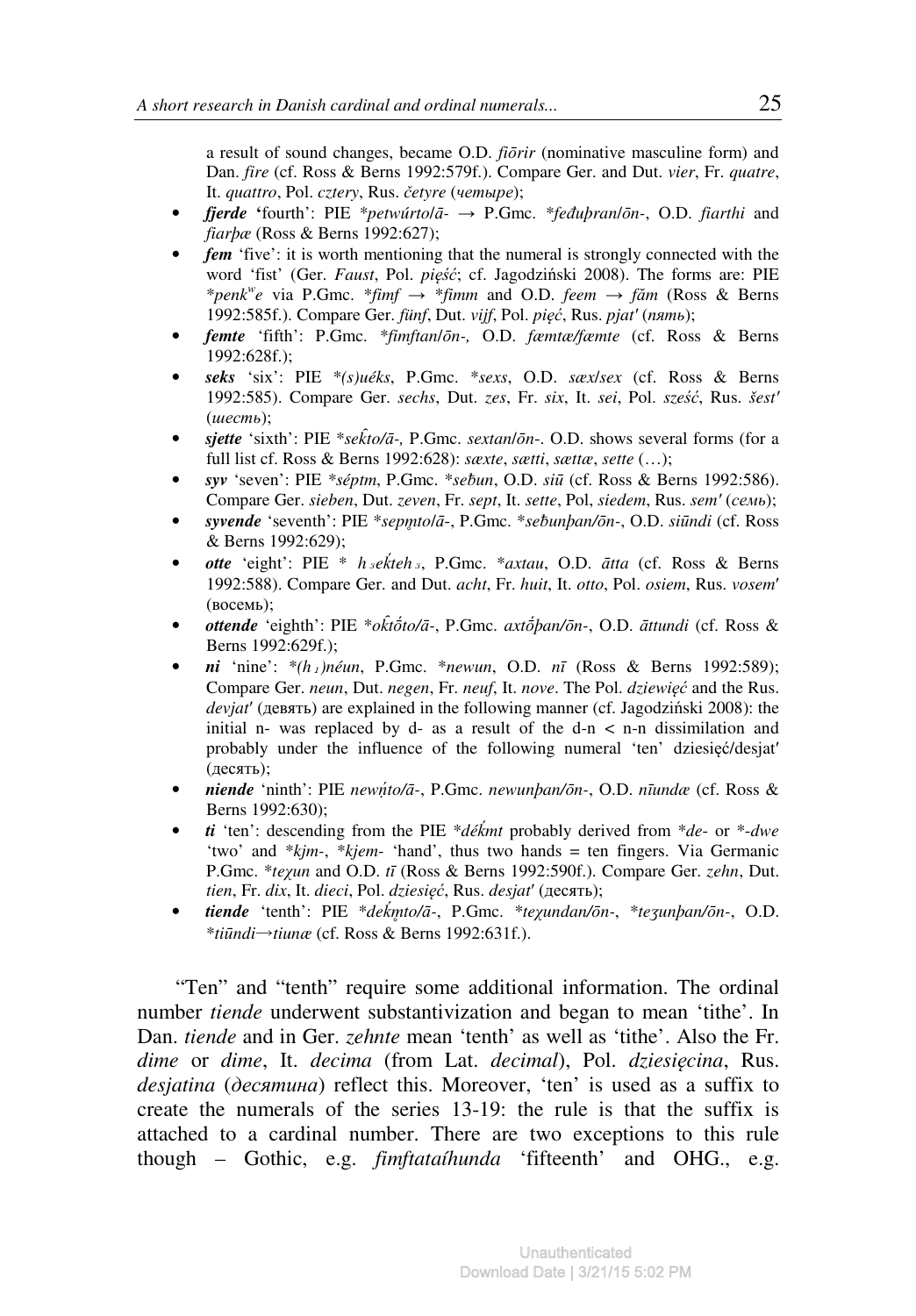a result of sound changes, became O.D. *fiōrir* (nominative masculine form) and Dan. *fire* (cf. Ross & Berns 1992:579f.). Compare Ger. and Dut. *vier*, Fr. *quatre*, It. *quattro*, Pol. *cztery*, Rus. *četyre* (*четыре*);

- ***fjerde*** 'fourth': PIE *\*petwúrto/ā-* → P.Gmc. *\*feđuþran/ōn-*, O.D. *fiarthi* and *fiarþæ* (Ross & Berns 1992:627);
- ***fem*** 'five': it is worth mentioning that the numeral is strongly connected with the word 'fist' (Ger. *Faust*, Pol. *pięść*; cf. Jagodziński 2008). The forms are: PIE *\*penk$^{w}$e* via P.Gmc. *\*fimf* → *\*fimm* and O.D. *feem* → *fām* (Ross & Berns 1992:585f.). Compare Ger. *fünf*, Dut. *vijf*, Pol. *pięć*, Rus. *pjat'* (*пять*);
- ***femte*** 'fifth': P.Gmc. *\*fimftan/ōn-,* O.D. *fæmtæ/fæmte* (cf. Ross & Berns 1992:628f.);
- ***seks*** 'six': PIE *\*(s)uéks*, P.Gmc. *\*sexs*, O.D. *sæx/sex* (cf. Ross & Berns 1992:585). Compare Ger. *sechs*, Dut. *zes*, Fr. *six*, It. *sei*, Pol. *sześć*, Rus. *šest'* (*шесть*);
- ***sjette*** 'sixth': PIE *\*sek̂to/ā-,* P.Gmc. *sextan/ōn-*. O.D. shows several forms (for a full list cf. Ross & Berns 1992:628): *sæxte*, *sætti*, *sættæ*, *sette* (…);
- ***syv*** 'seven': PIE *\*séptm*, P.Gmc. *\*seƀun*, O.D. *siū* (cf. Ross & Berns 1992:586). Compare Ger. *sieben*, Dut. *zeven*, Fr. *sept*, It. *sette*, Pol, *siedem*, Rus. *sem'* (*семь*);
- ***syvende*** 'seventh': PIE *\*sepm̥to/ā-*, P.Gmc. *\*seƀunþan/ōn-*, O.D. *siūndi* (cf. Ross & Berns 1992:629);
- ***otte*** 'eight': PIE *\* $h_3$ek̂teh$_3$*, P.Gmc. *\*axtau*, O.D. *ātta* (cf. Ross & Berns 1992:588). Compare Ger. and Dut. *acht*, Fr. *huit*, It. *otto*, Pol. *osiem*, Rus. *vosem'* (восемь);
- ***ottende*** 'eighth': PIE *\*ok̂tṓto/ā-*, P.Gmc. *axtṓþan/ōn-*, O.D. *āttundi* (cf. Ross & Berns 1992:629f.);
- ***ni*** 'nine': *\*(h$_1$)néun*, P.Gmc. *\*newun*, O.D. *nī* (Ross & Berns 1992:589); Compare Ger. *neun*, Dut. *negen*, Fr. *neuf*, It. *nove*. The Pol. *dziewięć* and the Rus. *devjat'* (девять) are explained in the following manner (cf. Jagodziński 2008): the initial n- was replaced by d- as a result of the d-n < n-n dissimilation and probably under the influence of the following numeral 'ten' dziesięć/desjat' (десять);
- ***niende*** 'ninth': PIE *newń̥to/ā-*, P.Gmc. *newunþan/ōn-*, O.D. *nīundæ* (cf. Ross & Berns 1992:630);
- ***ti*** 'ten': descending from the PIE *\*dék̂mt* probably derived from *\*de-* or *\*-dwe* 'two' and *\*kjm-*, *\*kjem-* 'hand', thus two hands = ten fingers. Via Germanic P.Gmc. *\*teχun* and O.D. *tī* (Ross & Berns 1992:590f.). Compare Ger. *zehn*, Dut. *tien*, Fr. *dix*, It. *dieci*, Pol. *dziesięć*, Rus. *desjat'* (десять);
- ***tiende*** 'tenth': PIE *\*dek̂m̥to/ā-*, P.Gmc. *\*teχundan/ōn-*, *\*teʒunþan/ōn-*, O.D. *\*tiūndi→tiunæ* (cf. Ross & Berns 1992:631f.).

"Ten" and "tenth" require some additional information. The ordinal number *tiende* underwent substantivization and began to mean 'tithe'. In Dan. *tiende* and in Ger. *zehnte* mean 'tenth' as well as 'tithe'. Also the Fr. *dime* or *dime*, It. *decima* (from Lat. *decimal*), Pol. *dziesięcina*, Rus. *desjatina* (*десятина*) reflect this. Moreover, 'ten' is used as a suffix to create the numerals of the series 13-19: the rule is that the suffix is attached to a cardinal number. There are two exceptions to this rule though – Gothic, e.g. *fimftataíhunda* 'fifteenth' and OHG., e.g.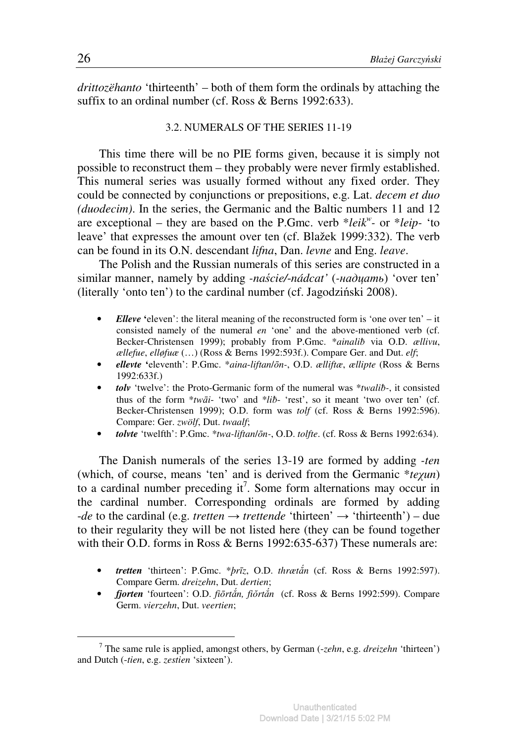*drittozëhanto* 'thirteenth' – both of them form the ordinals by attaching the suffix to an ordinal number (cf. Ross & Berns 1992:633).

### 3.2. NUMERALS OF THE SERIES 11-19

This time there will be no PIE forms given, because it is simply not possible to reconstruct them – they probably were never firmly established. This numeral series was usually formed without any fixed order. They could be connected by conjunctions or prepositions, e.g. Lat. *decem et duo (duodecim)*. In the series, the Germanic and the Baltic numbers 11 and 12 are exceptional – they are based on the P.Gmc. verb \**leik*ʷ- or \**leip-* 'to leave' that expresses the amount over ten (cf. Blažek 1999:332). The verb can be found in its O.N. descendant *lifna*, Dan. *levne* and Eng. *leave*.

The Polish and the Russian numerals of this series are constructed in a similar manner, namely by adding *-naście/-nádcat'* (*-надцать*) 'over ten' (literally 'onto ten') to the cardinal number (cf. Jagodziński 2008).

- ***Elleve*** 'eleven': the literal meaning of the reconstructed form is 'one over ten' – it consisted namely of the numeral *en* 'one' and the above-mentioned verb (cf. Becker-Christensen 1999); probably from P.Gmc. \**ainaliƀ* via O.D. *ællivu*, *ællefue*, *elløfuæ* (…) (Ross & Berns 1992:593f.). Compare Ger. and Dut. *elf*;
- ***ellevte*** 'eleventh': P.Gmc. \**aina-liftan/ōn-*, O.D. *ælliftæ*, *ællipte* (Ross & Berns 1992:633f.)
- ***tolv*** 'twelve': the Proto-Germanic form of the numeral was \**twaliƀ-*, it consisted thus of the form \**twāi-* 'two' and \**liƀ-* 'rest', so it meant 'two over ten' (cf. Becker-Christensen 1999); O.D. form was *tolf* (cf. Ross & Berns 1992:596). Compare: Ger. *zwölf*, Dut. *twaalf*;
- ***tolvte*** 'twelfth': P.Gmc. \**twa-liftan/ōn-*, O.D. *tolfte*. (cf. Ross & Berns 1992:634).

The Danish numerals of the series 13-19 are formed by adding *-ten* (which, of course, means 'ten' and is derived from the Germanic \**teχun*) to a cardinal number preceding it[7]. Some form alternations may occur in the cardinal number. Corresponding ordinals are formed by adding *-de* to the cardinal (e.g. *tretten* → *trettende* 'thirteen' → 'thirteenth') – due to their regularity they will be not listed here (they can be found together with their O.D. forms in Ross & Berns 1992:635-637) These numerals are:

- ***tretten*** 'thirteen': P.Gmc. \**þrīz*, O.D. *thrætắn* (cf. Ross & Berns 1992:597). Compare Germ. *dreizehn*, Dut. *dertien*;
- ***fjorten*** 'fourteen': O.D. *fiōrtắn, fiŏrtắn* (cf. Ross & Berns 1992:599). Compare Germ. *vierzehn*, Dut. *veertien*;

[7] The same rule is applied, amongst others, by German (*-zehn*, e.g. *dreizehn* 'thirteen') and Dutch (*-tien*, e.g. *zestien* 'sixteen').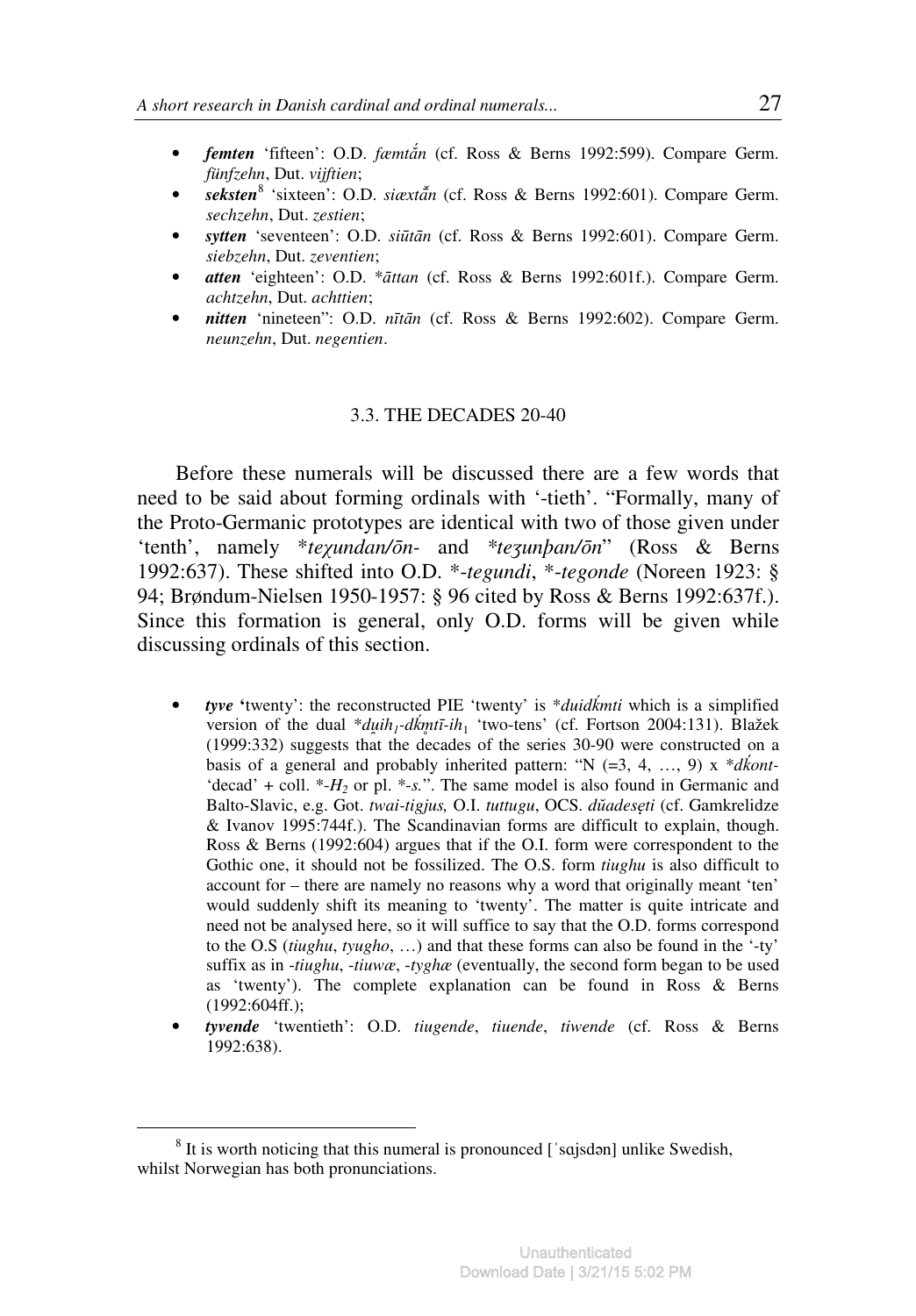- ***femten*** 'fifteen': O.D. *fæmtǻn* (cf. Ross & Berns 1992:599). Compare Germ. *fünfzehn*, Dut. *vijftien*;
- ***seksten***[8] 'sixteen': O.D. *siæxtǻn* (cf. Ross & Berns 1992:601). Compare Germ. *sechzehn*, Dut. *zestien*;
- ***sytten*** 'seventeen': O.D. *siūtān* (cf. Ross & Berns 1992:601). Compare Germ. *siebzehn*, Dut. *zeventien*;
- ***atten*** 'eighteen': O.D. *\*āttan* (cf. Ross & Berns 1992:601f.). Compare Germ. *achtzehn*, Dut. *achttien*;
- ***nitten*** 'nineteen'': O.D. *nītān* (cf. Ross & Berns 1992:602). Compare Germ. *neunzehn*, Dut. *negentien*.

### 3.3. THE DECADES 20-40

Before these numerals will be discussed there are a few words that need to be said about forming ordinals with '-tieth'. "Formally, many of the Proto-Germanic prototypes are identical with two of those given under 'tenth', namely *\*teχundan/ōn-* and *\*teʒunþan/ōn*" (Ross & Berns 1992:637). These shifted into O.D. *\*-tegundi*, *\*-tegonde* (Noreen 1923: § 94; Brøndum-Nielsen 1950-1957: § 96 cited by Ross & Berns 1992:637f.). Since this formation is general, only O.D. forms will be given while discussing ordinals of this section.

- ***tyve*** 'twenty': the reconstructed PIE 'twenty' is *\*duidḱmti* which is a simplified version of the dual *\*du̯ih$_1$-dḱm̥tī-ih$_1$* 'two-tens' (cf. Fortson 2004:131). Blažek (1999:332) suggests that the decades of the series 30-90 were constructed on a basis of a general and probably inherited pattern: "N (=3, 4, …, 9) x *\*dḱont-* 'decad' + coll. *\*-H$_2$* or pl. *\*-s*.". The same model is also found in Germanic and Balto-Slavic, e.g. Got. *twai-tigjus,* O.I. *tuttugu*, OCS. *dŭadesęti* (cf. Gamkrelidze & Ivanov 1995:744f.). The Scandinavian forms are difficult to explain, though. Ross & Berns (1992:604) argues that if the O.I. form were correspondent to the Gothic one, it should not be fossilized. The O.S. form *tiughu* is also difficult to account for – there are namely no reasons why a word that originally meant 'ten' would suddenly shift its meaning to 'twenty'. The matter is quite intricate and need not be analysed here, so it will suffice to say that the O.D. forms correspond to the O.S (*tiughu*, *tyugho*, …) and that these forms can also be found in the '-ty' suffix as in *-tiughu*, *-tiuwæ*, *-tyghæ* (eventually, the second form began to be used as 'twenty'). The complete explanation can be found in Ross & Berns (1992:604ff.);
- ***tyvende*** 'twentieth': O.D. *tiugende*, *tiuende*, *tiwende* (cf. Ross & Berns 1992:638).

[8] It is worth noticing that this numeral is pronounced [ˈsɑjsdən] unlike Swedish, whilst Norwegian has both pronunciations.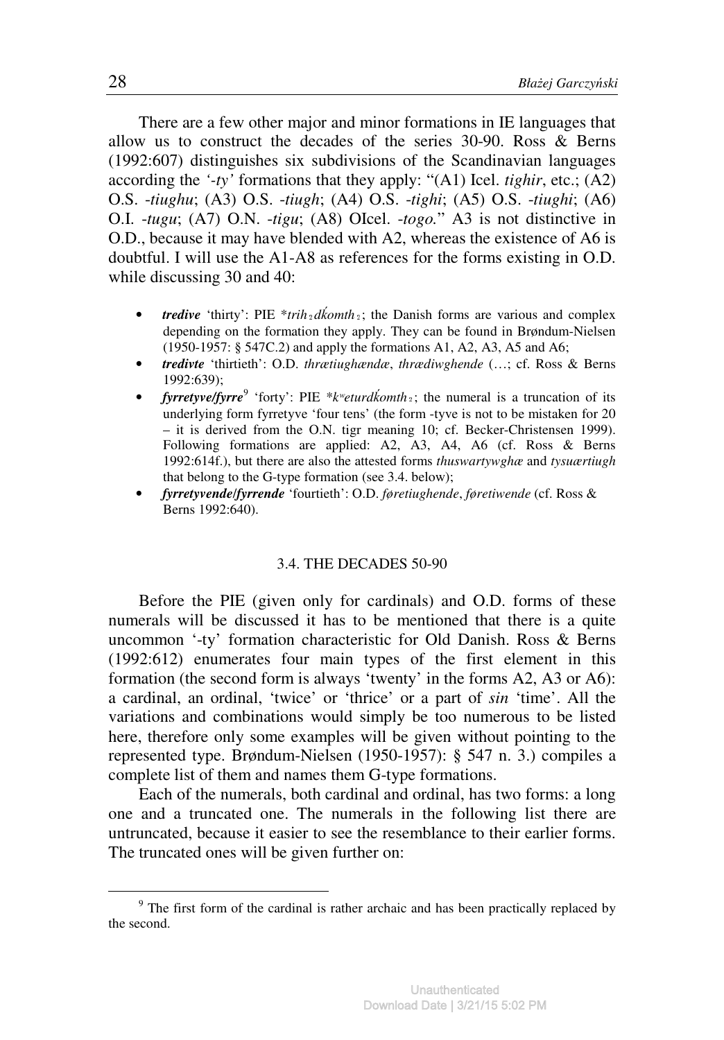There are a few other major and minor formations in IE languages that allow us to construct the decades of the series 30-90. Ross & Berns (1992:607) distinguishes six subdivisions of the Scandinavian languages according the *'-ty'* formations that they apply: "(A1) Icel. *tighir*, etc.; (A2) O.S. *-tiughu*; (A3) O.S. *-tiugh*; (A4) O.S. *-tighi*; (A5) O.S. *-tiughi*; (A6) O.I. *-tugu*; (A7) O.N. *-tigu*; (A8) OIcel. *-togo.*" A3 is not distinctive in O.D., because it may have blended with A2, whereas the existence of A6 is doubtful. I will use the A1-A8 as references for the forms existing in O.D. while discussing 30 and 40:

- ***tredive*** 'thirty': PIE *$*trih_2dḱomth_2$*; the Danish forms are various and complex depending on the formation they apply. They can be found in Brøndum-Nielsen (1950-1957: § 547C.2) and apply the formations A1, A2, A3, A5 and A6;
- ***tredivte*** 'thirtieth': O.D. *thrætiughændæ*, *thrædiwghende* (…; cf. Ross & Berns 1992:639);
- ***fyrretyve/fyrre***[9] 'forty': PIE *$*k^weturdḱomth_2$*; the numeral is a truncation of its underlying form fyrretyve 'four tens' (the form -tyve is not to be mistaken for 20 – it is derived from the O.N. tigr meaning 10; cf. Becker-Christensen 1999). Following formations are applied: A2, A3, A4, A6 (cf. Ross & Berns 1992:614f.), but there are also the attested forms *thuswartywghæ* and *tysuærtiugh* that belong to the G-type formation (see 3.4. below);
- ***fyrretyvende/fyrrende*** 'fourtieth': O.D. *føretiughende*, *føretiwende* (cf. Ross & Berns 1992:640).

## 3.4. THE DECADES 50-90

Before the PIE (given only for cardinals) and O.D. forms of these numerals will be discussed it has to be mentioned that there is a quite uncommon '-ty' formation characteristic for Old Danish. Ross & Berns (1992:612) enumerates four main types of the first element in this formation (the second form is always 'twenty' in the forms A2, A3 or A6): a cardinal, an ordinal, 'twice' or 'thrice' or a part of *sin* 'time'. All the variations and combinations would simply be too numerous to be listed here, therefore only some examples will be given without pointing to the represented type. Brøndum-Nielsen (1950-1957): § 547 n. 3.) compiles a complete list of them and names them G-type formations.

Each of the numerals, both cardinal and ordinal, has two forms: a long one and a truncated one. The numerals in the following list there are untruncated, because it easier to see the resemblance to their earlier forms. The truncated ones will be given further on:

---

[9] The first form of the cardinal is rather archaic and has been practically replaced by the second.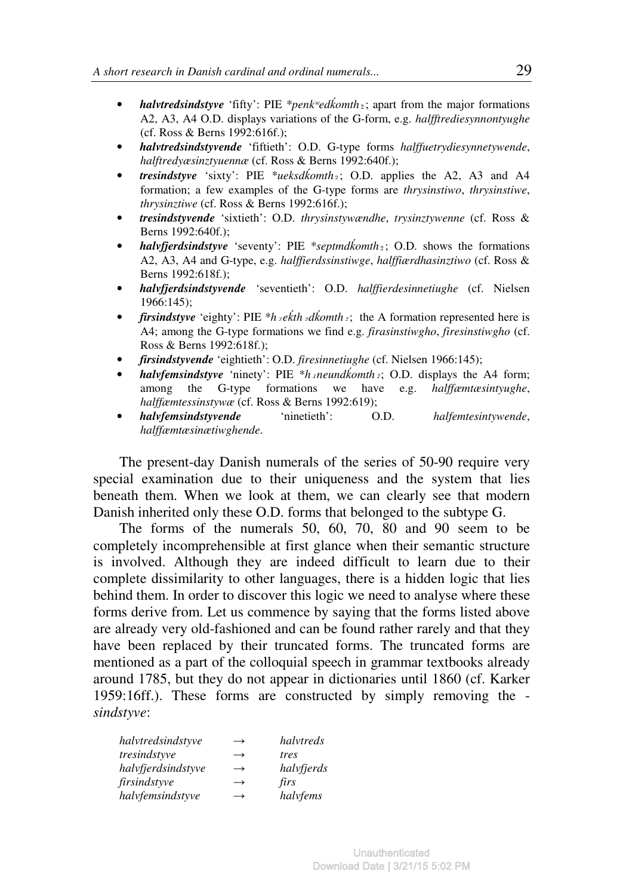- ***halvtredsindstyve*** 'fifty': PIE *penk$^w$edḱomth$_2$; apart from the major formations A2, A3, A4 O.D. displays variations of the G-form, e.g. *halfftrediesynnontyughe* (cf. Ross & Berns 1992:616f.);
- ***halvtredsindstyvende*** 'fiftieth': O.D. G-type forms *halffuetrydiesynnetywende*, *halftredyæsinztyuennæ* (cf. Ross & Berns 1992:640f.);
- ***tresindstyve*** 'sixty': PIE *ueksdḱomth$_2$; O.D. applies the A2, A3 and A4 formation; a few examples of the G-type forms are *thrysinstiwo*, *thrysinstiwe*, *thrysinztiwe* (cf. Ross & Berns 1992:616f.);
- ***tresindstyvende*** 'sixtieth': O.D. *thrysinstywændhe*, *trysinztywenne* (cf. Ross & Berns 1992:640f.);
- ***halvfjerdsindstyve*** 'seventy': PIE *septmdḱomth$_2$; O.D. shows the formations A2, A3, A4 and G-type, e.g. *halffierdssinstiwge*, *halffiærdhasinztiwo* (cf. Ross & Berns 1992:618f.);
- ***halvfjerdsindstyvende*** 'seventieth': O.D. *halffierdesinnetiughe* (cf. Nielsen 1966:145);
- ***firsindstyve*** 'eighty': PIE *h$_3$eḱth$_3$dḱomth$_2$; the A formation represented here is A4; among the G-type formations we find e.g. *firasinstiwgho*, *firesinstiwgho* (cf. Ross & Berns 1992:618f.);
- ***firsindstyvende*** 'eightieth': O.D. *firesinnetiughe* (cf. Nielsen 1966:145);
- ***halvfemsindstyve*** 'ninety': PIE *h$_1$neundḱomth$_2$; O.D. displays the A4 form; among the G-type formations we have e.g. *halffæmtæsintyughe*, *halffæmtessinstywæ* (cf. Ross & Berns 1992:619);
- ***halvfemsindstyvende*** 'ninetieth': O.D. *halfemtesintywende*, *halffæmtæsinætiwghende*.

The present-day Danish numerals of the series of 50-90 require very special examination due to their uniqueness and the system that lies beneath them. When we look at them, we can clearly see that modern Danish inherited only these O.D. forms that belonged to the subtype G.

The forms of the numerals 50, 60, 70, 80 and 90 seem to be completely incomprehensible at first glance when their semantic structure is involved. Although they are indeed difficult to learn due to their complete dissimilarity to other languages, there is a hidden logic that lies behind them. In order to discover this logic we need to analyse where these forms derive from. Let us commence by saying that the forms listed above are already very old-fashioned and can be found rather rarely and that they have been replaced by their truncated forms. The truncated forms are mentioned as a part of the colloquial speech in grammar textbooks already around 1785, but they do not appear in dictionaries until 1860 (cf. Karker 1959:16ff.). These forms are constructed by simply removing the -*sindstyve*:

*halvtredsindstyve* → *halvtreds*
*tresindstyve* → *tres*
*halvfjerdsindstyve* → *halvfjerds*
*firsindstyve* → *firs*
*halvfemsindstyve* → *halvfems*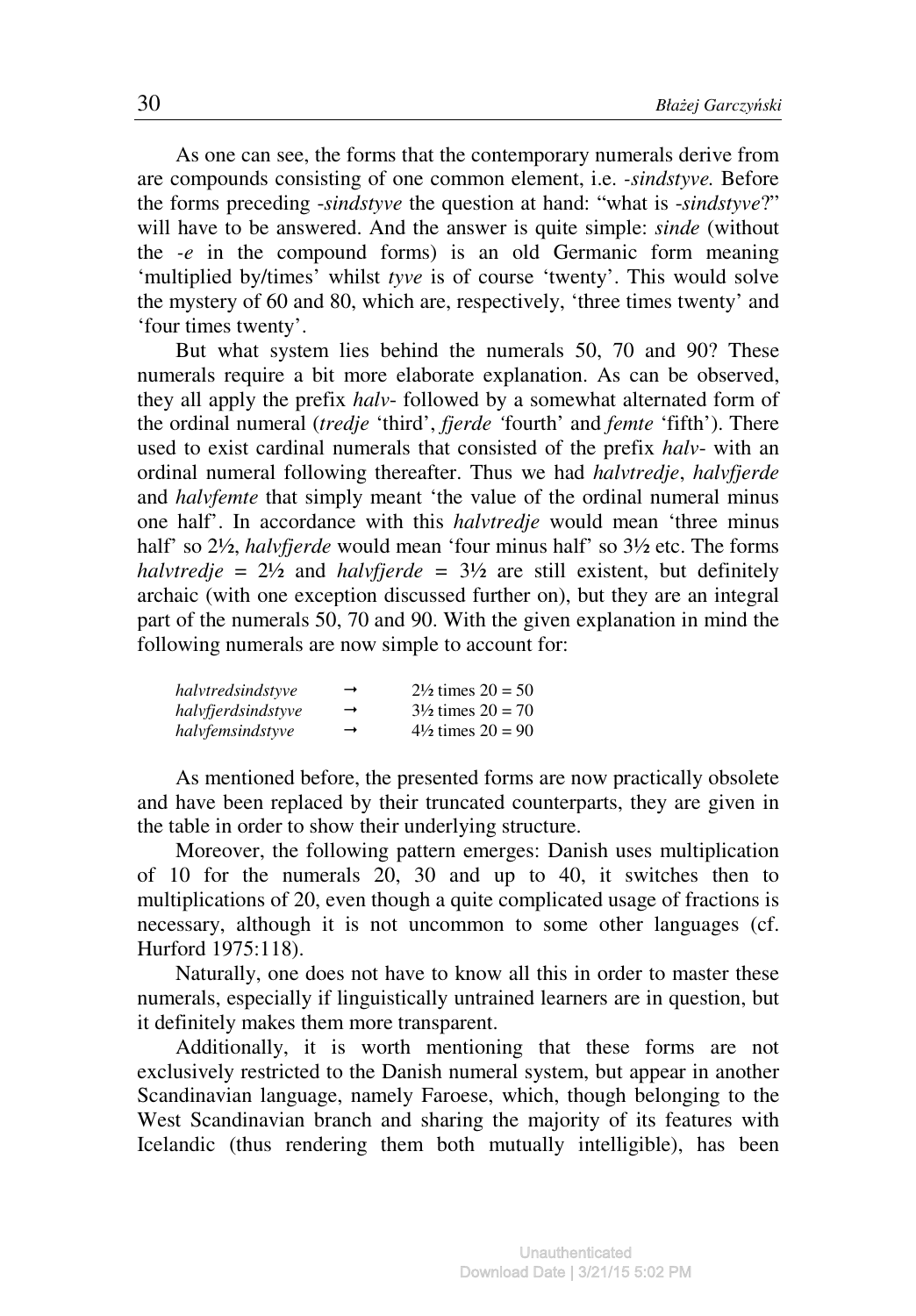As one can see, the forms that the contemporary numerals derive from are compounds consisting of one common element, i.e. *-sindstyve.* Before the forms preceding *-sindstyve* the question at hand: "what is *-sindstyve*?" will have to be answered. And the answer is quite simple: *sinde* (without the *-e* in the compound forms) is an old Germanic form meaning 'multiplied by/times' whilst *tyve* is of course 'twenty'. This would solve the mystery of 60 and 80, which are, respectively, 'three times twenty' and 'four times twenty'.

But what system lies behind the numerals 50, 70 and 90? These numerals require a bit more elaborate explanation. As can be observed, they all apply the prefix *halv-* followed by a somewhat alternated form of the ordinal numeral (*tredje* 'third', *fjerde* 'fourth' and *femte* 'fifth'). There used to exist cardinal numerals that consisted of the prefix *halv-* with an ordinal numeral following thereafter. Thus we had *halvtredje*, *halvfjerde* and *halvfemte* that simply meant 'the value of the ordinal numeral minus one half'. In accordance with this *halvtredje* would mean 'three minus half' so 2½, *halvfjerde* would mean 'four minus half' so 3½ etc. The forms *halvtredje* = 2½ and *halvfjerde* = 3½ are still existent, but definitely archaic (with one exception discussed further on), but they are an integral part of the numerals 50, 70 and 90. With the given explanation in mind the following numerals are now simple to account for:

| | | |
|---|---|---|
| *halvtredsindstyve* | → | 2½ times 20 = 50 |
| *halvfjerdsindstyve* | → | 3½ times 20 = 70 |
| *halvfemsindstyve* | → | 4½ times 20 = 90 |

As mentioned before, the presented forms are now practically obsolete and have been replaced by their truncated counterparts, they are given in the table in order to show their underlying structure.

Moreover, the following pattern emerges: Danish uses multiplication of 10 for the numerals 20, 30 and up to 40, it switches then to multiplications of 20, even though a quite complicated usage of fractions is necessary, although it is not uncommon to some other languages (cf. Hurford 1975:118).

Naturally, one does not have to know all this in order to master these numerals, especially if linguistically untrained learners are in question, but it definitely makes them more transparent.

Additionally, it is worth mentioning that these forms are not exclusively restricted to the Danish numeral system, but appear in another Scandinavian language, namely Faroese, which, though belonging to the West Scandinavian branch and sharing the majority of its features with Icelandic (thus rendering them both mutually intelligible), has been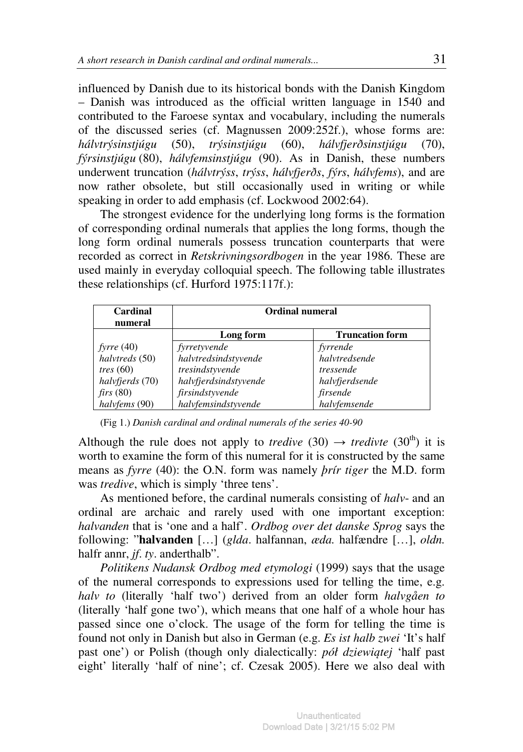influenced by Danish due to its historical bonds with the Danish Kingdom – Danish was introduced as the official written language in 1540 and contributed to the Faroese syntax and vocabulary, including the numerals of the discussed series (cf. Magnussen 2009:252f.), whose forms are: *hálvtrýsinstjúgu* (50), *trýsinstjúgu* (60), *hálvfjerðsinstjúgu* (70), *fýrsinstjúgu* (80), *hálvfemsinstjúgu* (90). As in Danish, these numbers underwent truncation (*hálvtrýss*, *trýss*, *hálvfjerðs*, *fýrs*, *hálvfems*), and are now rather obsolete, but still occasionally used in writing or while speaking in order to add emphasis (cf. Lockwood 2002:64).

The strongest evidence for the underlying long forms is the formation of corresponding ordinal numerals that applies the long forms, though the long form ordinal numerals possess truncation counterparts that were recorded as correct in *Retskrivningsordbogen* in the year 1986. These are used mainly in everyday colloquial speech. The following table illustrates these relationships (cf. Hurford 1975:117f.):

| **Cardinal numeral** | **Ordinal numeral** | |
|---|---|---|
| | **Long form** | **Truncation form** |
| *fyrre* (40) | *fyrretyvende* | *fyrrende* |
| *halvtreds* (50) | *halvtredsindstyvende* | *halvtredsende* |
| *tres* (60) | *tresindstyvende* | *tressende* |
| *halvfjerds* (70) | *halvfjerdsindstyvende* | *halvfjerdsende* |
| *firs* (80) | *firsindstyvende* | *firsende* |
| *halvfems* (90) | *halvfemsindstyvende* | *halvfemsende* |

(Fig 1.) *Danish cardinal and ordinal numerals of the series 40-90*

Although the rule does not apply to *tredive* (30) → *tredivte* ($30^{th}$) it is worth to examine the form of this numeral for it is constructed by the same means as *fyrre* (40): the O.N. form was namely *þrír tiger* the M.D. form was *tredive*, which is simply 'three tens'.

As mentioned before, the cardinal numerals consisting of *halv-* and an ordinal are archaic and rarely used with one important exception: *halvanden* that is 'one and a half'. *Ordbog over det danske Sprog* says the following: "**halvanden** […] (*glda*. halfannan, *æda.* halfændre […], *oldn.* halfr annr, *jf*. *ty*. anderthalb".

*Politikens Nudansk Ordbog med etymologi* (1999) says that the usage of the numeral corresponds to expressions used for telling the time, e.g. *halv to* (literally 'half two') derived from an older form *halvgåen to* (literally 'half gone two'), which means that one half of a whole hour has passed since one o'clock. The usage of the form for telling the time is found not only in Danish but also in German (e.g. *Es ist halb zwei* 'It's half past one') or Polish (though only dialectically: *pół dziewiątej* 'half past eight' literally 'half of nine'; cf. Czesak 2005). Here we also deal with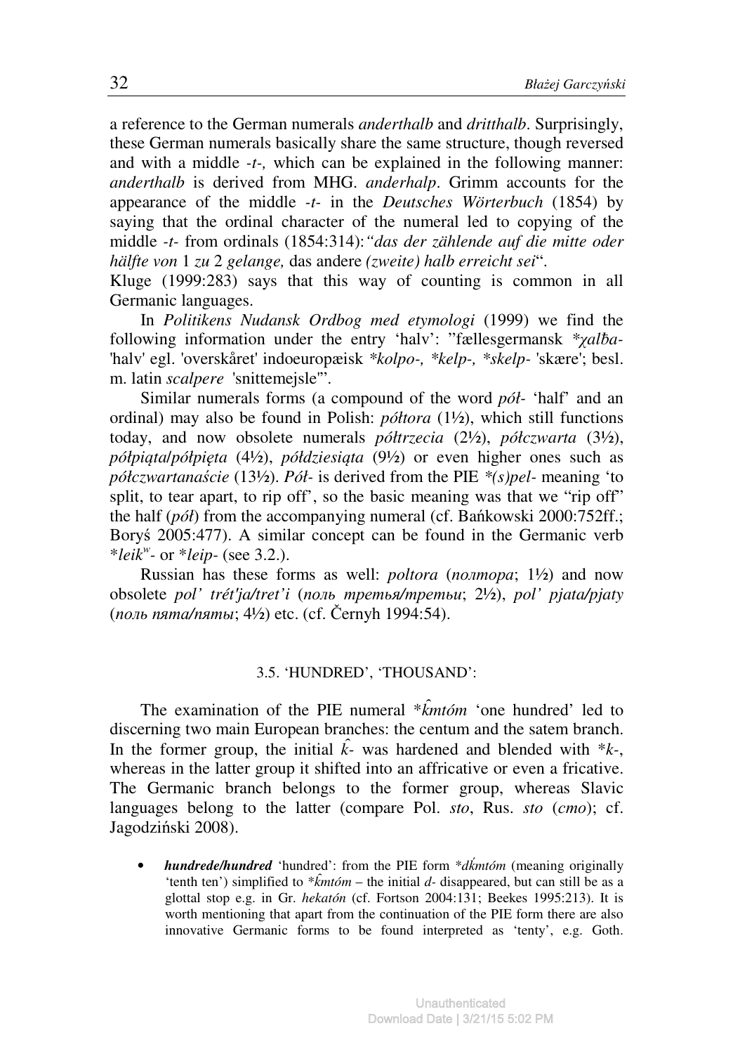a reference to the German numerals *anderthalb* and *dritthalb*. Surprisingly, these German numerals basically share the same structure, though reversed and with a middle *-t-*, which can be explained in the following manner: *anderthalb* is derived from MHG. *anderhalp*. Grimm accounts for the appearance of the middle *-t-* in the *Deutsches Wörterbuch* (1854) by saying that the ordinal character of the numeral led to copying of the middle *-t-* from ordinals (1854:314): *"das der zählende auf die mitte oder hälfte von* 1 *zu* 2 *gelange,* das andere *(zweite) halb erreicht sei*".
Kluge (1999:283) says that this way of counting is common in all Germanic languages.

In *Politikens Nudansk Ordbog med etymologi* (1999) we find the following information under the entry 'halv': "fællesgermansk *\*χalƀa-* 'halv' egl. 'overskåret' indoeuropæisk *\*kolpo-, \*kelp-, \*skelp-* 'skære'; besl. m. latin *scalpere* 'snittemejsle'".

Similar numerals forms (a compound of the word *pół-* 'half' and an ordinal) may also be found in Polish: *półtora* (1½), which still functions today, and now obsolete numerals *półtrzecia* (2½), *półczwarta* (3½), *półpiąta/półpięta* (4½), *półdziesiąta* (9½) or even higher ones such as *półczwartanaście* (13½). *Pół-* is derived from the PIE *\*(s)pel-* meaning 'to split, to tear apart, to rip off', so the basic meaning was that we "rip off" the half (*pół*) from the accompanying numeral (cf. Bańkowski 2000:752ff.; Boryś 2005:477). A similar concept can be found in the Germanic verb *\*leik$^w$-* or *\*leip-* (see 3.2.).

Russian has these forms as well: *poltora* (*полтора*; 1½) and now obsolete *pol' trét'ja/tret'i* (*поль третья/третьи*; 2½), *pol' pjata/pjaty* (*поль пята/пяты*; 4½) etc. (cf. Černyh 1994:54).

### 3.5. 'HUNDRED', 'THOUSAND':

The examination of the PIE numeral *\*k̂mtóm* 'one hundred' led to discerning two main European branches: the centum and the satem branch. In the former group, the initial *k̂-* was hardened and blended with *\*k-*, whereas in the latter group it shifted into an affricative or even a fricative. The Germanic branch belongs to the former group, whereas Slavic languages belong to the latter (compare Pol. *sto*, Rus. *sto* (*сто*); cf. Jagodziński 2008).

- ***hundrede/hundred*** 'hundred': from the PIE form *\*dḱmtóm* (meaning originally 'tenth ten') simplified to *\*k̂mtóm* – the initial *d-* disappeared, but can still be as a glottal stop e.g. in Gr. *hekatón* (cf. Fortson 2004:131; Beekes 1995:213). It is worth mentioning that apart from the continuation of the PIE form there are also innovative Germanic forms to be found interpreted as 'tenty', e.g. Goth.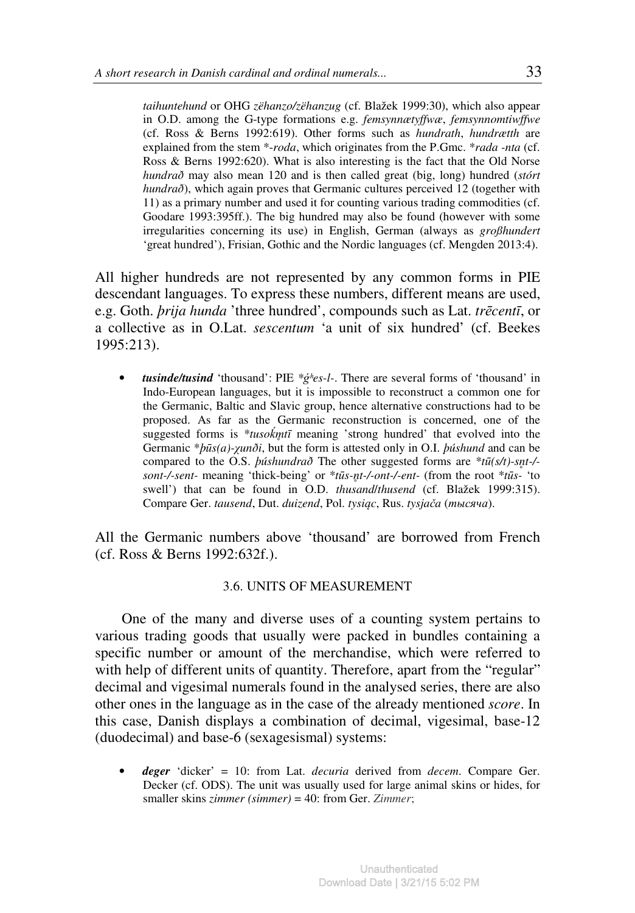*taihuntehund* or OHG *zëhanzo/zëhanzug* (cf. Blažek 1999:30), which also appear in O.D. among the G-type formations e.g. *femsynnætyffwæ*, *femsynnomtiwffwe* (cf. Ross & Berns 1992:619). Other forms such as *hundrath*, *hundrætth* are explained from the stem \*-*roda*, which originates from the P.Gmc. \**rada -nta* (cf. Ross & Berns 1992:620). What is also interesting is the fact that the Old Norse *hundrað* may also mean 120 and is then called great (big, long) hundred (*stórt hundrað*), which again proves that Germanic cultures perceived 12 (together with 11) as a primary number and used it for counting various trading commodities (cf. Goodare 1993:395ff.). The big hundred may also be found (however with some irregularities concerning its use) in English, German (always as *großhundert* 'great hundred'), Frisian, Gothic and the Nordic languages (cf. Mengden 2013:4).

All higher hundreds are not represented by any common forms in PIE descendant languages. To express these numbers, different means are used, e.g. Goth. *þrija hunda* 'three hundred', compounds such as Lat. *trēcentī*, or a collective as in O.Lat. *sescentum* 'a unit of six hundred' (cf. Beekes 1995:213).

- ***tusinde/tusind*** 'thousand': PIE \**ǵʰes-l-*. There are several forms of 'thousand' in Indo-European languages, but it is impossible to reconstruct a common one for the Germanic, Baltic and Slavic group, hence alternative constructions had to be proposed. As far as the Germanic reconstruction is concerned, one of the suggested forms is \**tusoḱn̥tī* meaning 'strong hundred' that evolved into the Germanic \**þūs(a)-χunði*, but the form is attested only in O.I. *þúshund* and can be compared to the O.S. *þúshundrað* The other suggested forms are \**tū(s/t)-sn̥t-/-sont-/-sent-* meaning 'thick-being' or \**tūs-n̥t-/-ont-/-ent-* (from the root \**tūs-* 'to swell') that can be found in O.D. *thusand/thusend* (cf. Blažek 1999:315). Compare Ger. *tausend*, Dut. *duizend*, Pol. *tysiąc*, Rus. *tysjača* (*тысяча*).

All the Germanic numbers above 'thousand' are borrowed from French (cf. Ross & Berns 1992:632f.).

### 3.6. UNITS OF MEASUREMENT

One of the many and diverse uses of a counting system pertains to various trading goods that usually were packed in bundles containing a specific number or amount of the merchandise, which were referred to with help of different units of quantity. Therefore, apart from the "regular" decimal and vigesimal numerals found in the analysed series, there are also other ones in the language as in the case of the already mentioned *score*. In this case, Danish displays a combination of decimal, vigesimal, base-12 (duodecimal) and base-6 (sexagesismal) systems:

- ***deger*** 'dicker' = 10: from Lat. *decuria* derived from *decem*. Compare Ger. Decker (cf. ODS). The unit was usually used for large animal skins or hides, for smaller skins *zimmer (simmer)* = 40: from Ger. *Zimmer*;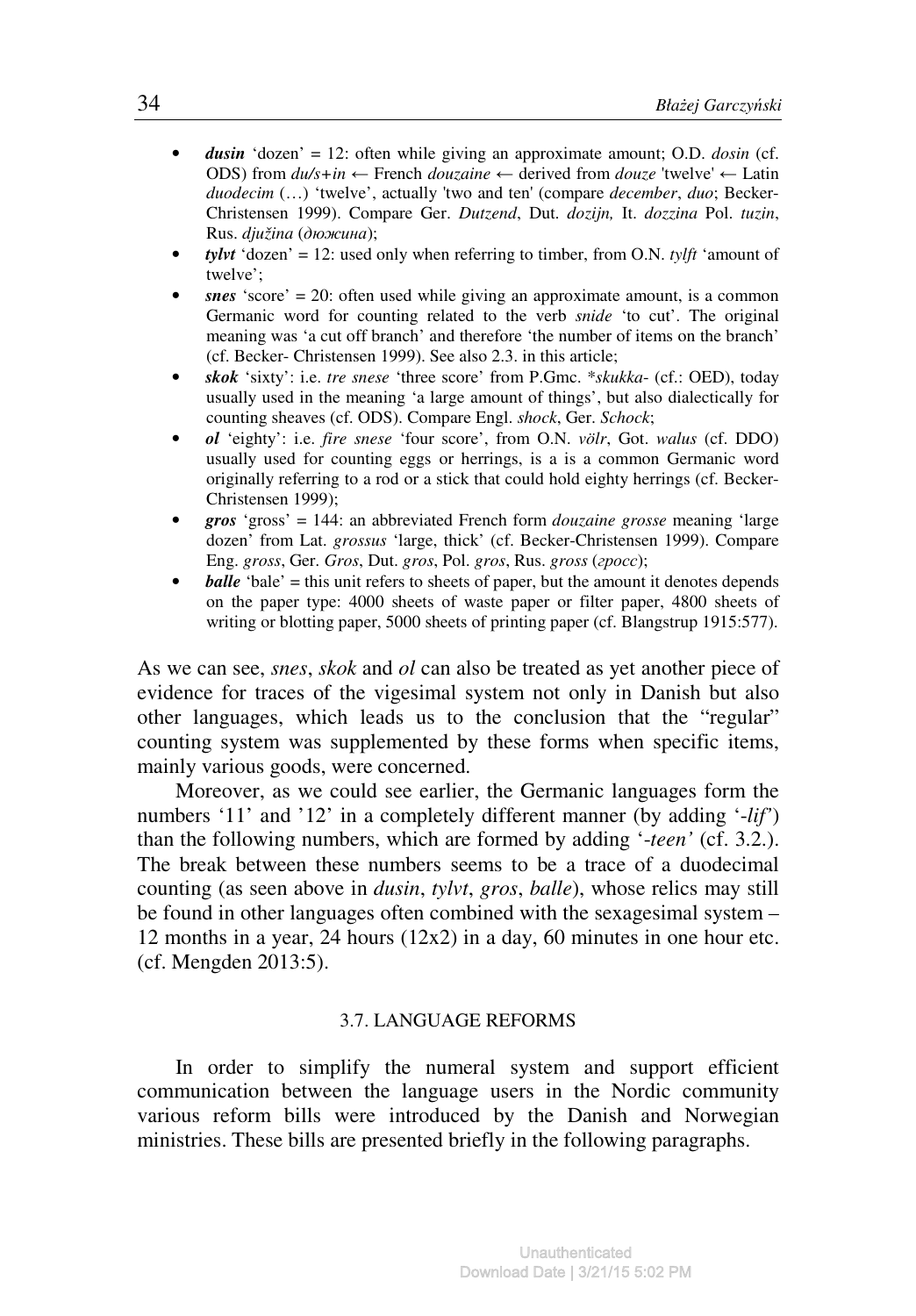- ***dusin*** 'dozen' = 12: often while giving an approximate amount; O.D. *dosin* (cf. ODS) from *du/s+in* ← French *douzaine* ← derived from *douze* 'twelve' ← Latin *duodecim* (…) 'twelve', actually 'two and ten' (compare *december*, *duo*; Becker-Christensen 1999). Compare Ger. *Dutzend*, Dut. *dozijn,* It. *dozzina* Pol. *tuzin*, Rus. *djužina* (*дюжина*);
- ***tylvt*** 'dozen' = 12: used only when referring to timber, from O.N. *tylft* 'amount of twelve';
- ***snes*** 'score' = 20: often used while giving an approximate amount, is a common Germanic word for counting related to the verb *snide* 'to cut'. The original meaning was 'a cut off branch' and therefore 'the number of items on the branch' (cf. Becker- Christensen 1999). See also 2.3. in this article;
- ***skok*** 'sixty': i.e. *tre snese* 'three score' from P.Gmc. \**skukka*- (cf.: OED), today usually used in the meaning 'a large amount of things', but also dialectically for counting sheaves (cf. ODS). Compare Engl. *shock*, Ger. *Schock*;
- ***ol*** 'eighty': i.e. *fire snese* 'four score', from O.N. *völr*, Got. *walus* (cf. DDO) usually used for counting eggs or herrings, is a is a common Germanic word originally referring to a rod or a stick that could hold eighty herrings (cf. Becker-Christensen 1999);
- ***gros*** 'gross' = 144: an abbreviated French form *douzaine grosse* meaning 'large dozen' from Lat. *grossus* 'large, thick' (cf. Becker-Christensen 1999). Compare Eng. *gross*, Ger. *Gros*, Dut. *gros*, Pol. *gros*, Rus. *gross* (*гросс*);
- ***balle*** 'bale' = this unit refers to sheets of paper, but the amount it denotes depends on the paper type: 4000 sheets of waste paper or filter paper, 4800 sheets of writing or blotting paper, 5000 sheets of printing paper (cf. Blangstrup 1915:577).

As we can see, *snes*, *skok* and *ol* can also be treated as yet another piece of evidence for traces of the vigesimal system not only in Danish but also other languages, which leads us to the conclusion that the "regular" counting system was supplemented by these forms when specific items, mainly various goods, were concerned.

Moreover, as we could see earlier, the Germanic languages form the numbers '11' and '12' in a completely different manner (by adding '*-lif*') than the following numbers, which are formed by adding '*-teen'* (cf. 3.2.). The break between these numbers seems to be a trace of a duodecimal counting (as seen above in *dusin*, *tylvt*, *gros*, *balle*), whose relics may still be found in other languages often combined with the sexagesimal system – 12 months in a year, 24 hours (12x2) in a day, 60 minutes in one hour etc. (cf. Mengden 2013:5).

### 3.7. LANGUAGE REFORMS

In order to simplify the numeral system and support efficient communication between the language users in the Nordic community various reform bills were introduced by the Danish and Norwegian ministries. These bills are presented briefly in the following paragraphs.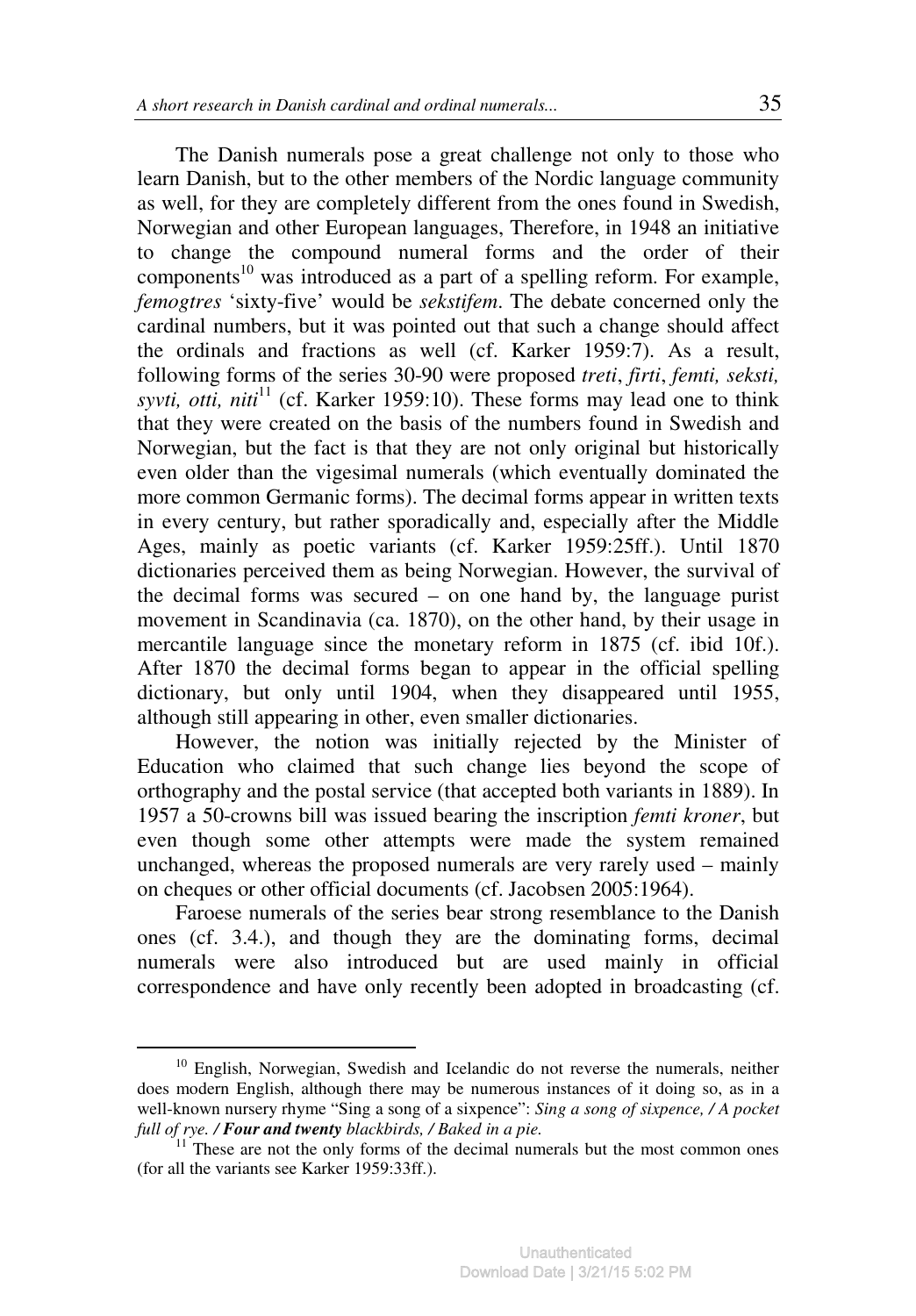The Danish numerals pose a great challenge not only to those who learn Danish, but to the other members of the Nordic language community as well, for they are completely different from the ones found in Swedish, Norwegian and other European languages, Therefore, in 1948 an initiative to change the compound numeral forms and the order of their components[10] was introduced as a part of a spelling reform. For example, *femogtres* 'sixty-five' would be *sekstifem*. The debate concerned only the cardinal numbers, but it was pointed out that such a change should affect the ordinals and fractions as well (cf. Karker 1959:7). As a result, following forms of the series 30-90 were proposed *treti*, *firti*, *femti, seksti, syvti, otti, niti*[11] (cf. Karker 1959:10). These forms may lead one to think that they were created on the basis of the numbers found in Swedish and Norwegian, but the fact is that they are not only original but historically even older than the vigesimal numerals (which eventually dominated the more common Germanic forms). The decimal forms appear in written texts in every century, but rather sporadically and, especially after the Middle Ages, mainly as poetic variants (cf. Karker 1959:25ff.). Until 1870 dictionaries perceived them as being Norwegian. However, the survival of the decimal forms was secured – on one hand by, the language purist movement in Scandinavia (ca. 1870), on the other hand, by their usage in mercantile language since the monetary reform in 1875 (cf. ibid 10f.). After 1870 the decimal forms began to appear in the official spelling dictionary, but only until 1904, when they disappeared until 1955, although still appearing in other, even smaller dictionaries.

However, the notion was initially rejected by the Minister of Education who claimed that such change lies beyond the scope of orthography and the postal service (that accepted both variants in 1889). In 1957 a 50-crowns bill was issued bearing the inscription *femti kroner*, but even though some other attempts were made the system remained unchanged, whereas the proposed numerals are very rarely used – mainly on cheques or other official documents (cf. Jacobsen 2005:1964).

Faroese numerals of the series bear strong resemblance to the Danish ones (cf. 3.4.), and though they are the dominating forms, decimal numerals were also introduced but are used mainly in official correspondence and have only recently been adopted in broadcasting (cf.

[10] English, Norwegian, Swedish and Icelandic do not reverse the numerals, neither does modern English, although there may be numerous instances of it doing so, as in a well-known nursery rhyme "Sing a song of a sixpence": *Sing a song of sixpence, / A pocket full of rye.* ***/ Four and twenty*** *blackbirds, / Baked in a pie.*

[11] These are not the only forms of the decimal numerals but the most common ones (for all the variants see Karker 1959:33ff.).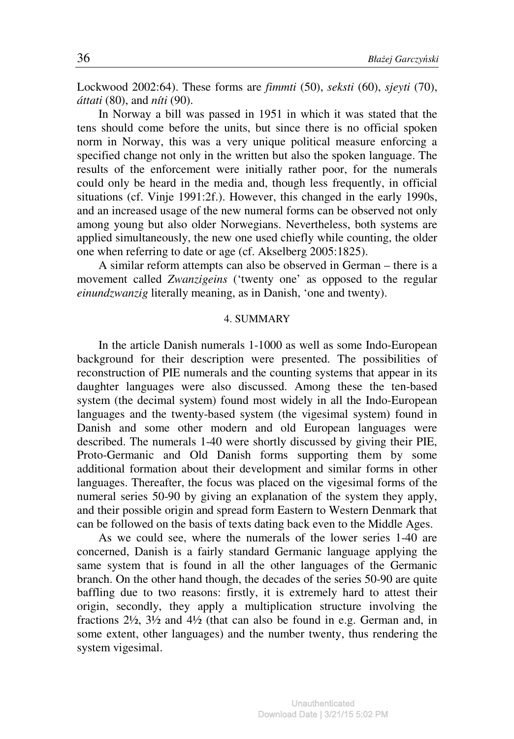Lockwood 2002:64). These forms are *fimmti* (50), *seksti* (60), *sjeyti* (70), *áttati* (80), and *níti* (90).

In Norway a bill was passed in 1951 in which it was stated that the tens should come before the units, but since there is no official spoken norm in Norway, this was a very unique political measure enforcing a specified change not only in the written but also the spoken language. The results of the enforcement were initially rather poor, for the numerals could only be heard in the media and, though less frequently, in official situations (cf. Vinje 1991:2f.). However, this changed in the early 1990s, and an increased usage of the new numeral forms can be observed not only among young but also older Norwegians. Nevertheless, both systems are applied simultaneously, the new one used chiefly while counting, the older one when referring to date or age (cf. Akselberg 2005:1825).

A similar reform attempts can also be observed in German – there is a movement called *Zwanzigeins* ('twenty one' as opposed to the regular *einundzwanzig* literally meaning, as in Danish, 'one and twenty).

## 4. SUMMARY

In the article Danish numerals 1-1000 as well as some Indo-European background for their description were presented. The possibilities of reconstruction of PIE numerals and the counting systems that appear in its daughter languages were also discussed. Among these the ten-based system (the decimal system) found most widely in all the Indo-European languages and the twenty-based system (the vigesimal system) found in Danish and some other modern and old European languages were described. The numerals 1-40 were shortly discussed by giving their PIE, Proto-Germanic and Old Danish forms supporting them by some additional formation about their development and similar forms in other languages. Thereafter, the focus was placed on the vigesimal forms of the numeral series 50-90 by giving an explanation of the system they apply, and their possible origin and spread form Eastern to Western Denmark that can be followed on the basis of texts dating back even to the Middle Ages.

As we could see, where the numerals of the lower series 1-40 are concerned, Danish is a fairly standard Germanic language applying the same system that is found in all the other languages of the Germanic branch. On the other hand though, the decades of the series 50-90 are quite baffling due to two reasons: firstly, it is extremely hard to attest their origin, secondly, they apply a multiplication structure involving the fractions 2½, 3½ and 4½ (that can also be found in e.g. German and, in some extent, other languages) and the number twenty, thus rendering the system vigesimal.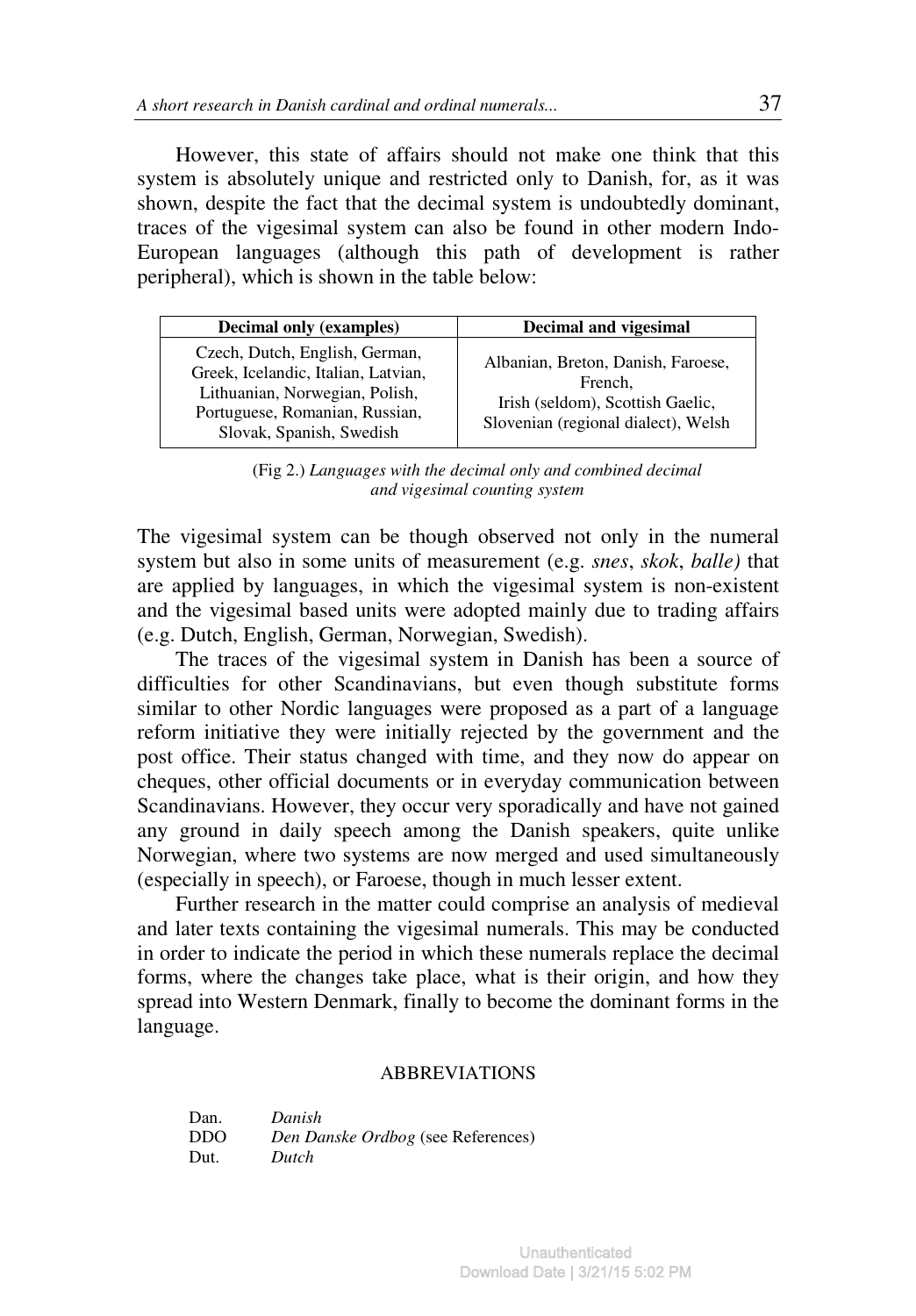However, this state of affairs should not make one think that this system is absolutely unique and restricted only to Danish, for, as it was shown, despite the fact that the decimal system is undoubtedly dominant, traces of the vigesimal system can also be found in other modern Indo-European languages (although this path of development is rather peripheral), which is shown in the table below:

| Decimal only (examples) | Decimal and vigesimal |
|---|---|
| Czech, Dutch, English, German, Greek, Icelandic, Italian, Latvian, Lithuanian, Norwegian, Polish, Portuguese, Romanian, Russian, Slovak, Spanish, Swedish | Albanian, Breton, Danish, Faroese, French, Irish (seldom), Scottish Gaelic, Slovenian (regional dialect), Welsh |

(Fig 2.) *Languages with the decimal only and combined decimal and vigesimal counting system*

The vigesimal system can be though observed not only in the numeral system but also in some units of measurement (e.g. *snes*, *skok*, *balle)* that are applied by languages, in which the vigesimal system is non-existent and the vigesimal based units were adopted mainly due to trading affairs (e.g. Dutch, English, German, Norwegian, Swedish).

The traces of the vigesimal system in Danish has been a source of difficulties for other Scandinavians, but even though substitute forms similar to other Nordic languages were proposed as a part of a language reform initiative they were initially rejected by the government and the post office. Their status changed with time, and they now do appear on cheques, other official documents or in everyday communication between Scandinavians. However, they occur very sporadically and have not gained any ground in daily speech among the Danish speakers, quite unlike Norwegian, where two systems are now merged and used simultaneously (especially in speech), or Faroese, though in much lesser extent.

Further research in the matter could comprise an analysis of medieval and later texts containing the vigesimal numerals. This may be conducted in order to indicate the period in which these numerals replace the decimal forms, where the changes take place, what is their origin, and how they spread into Western Denmark, finally to become the dominant forms in the language.

## ABBREVIATIONS

Dan. *Danish*
DDO *Den Danske Ordbog* (see References)
Dut. *Dutch*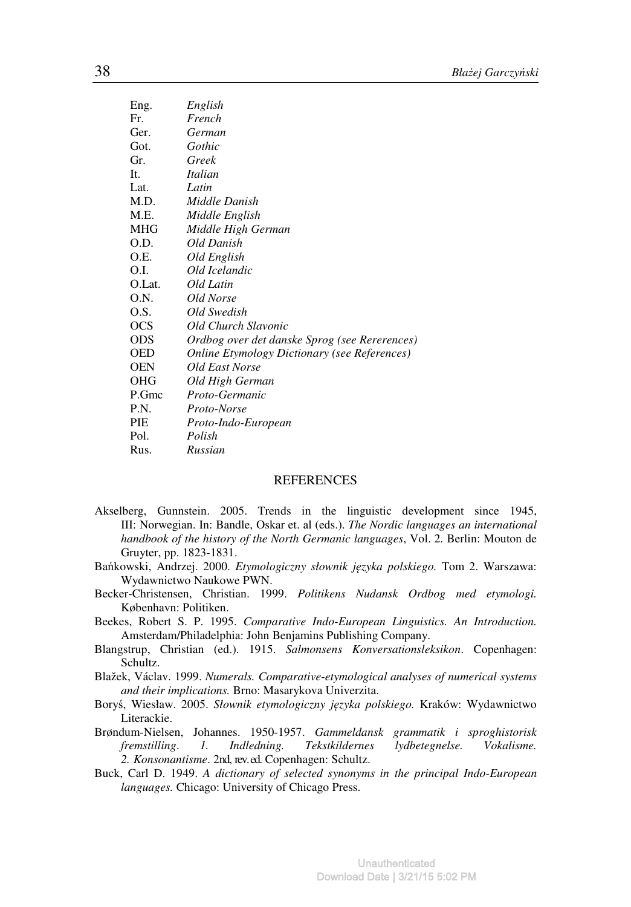| | |
|---|---|
| Eng. | *English* |
| Fr. | *French* |
| Ger. | *German* |
| Got. | *Gothic* |
| Gr. | *Greek* |
| It. | *Italian* |
| Lat. | *Latin* |
| M.D. | *Middle Danish* |
| M.E. | *Middle English* |
| MHG | *Middle High German* |
| O.D. | *Old Danish* |
| O.E. | *Old English* |
| O.I. | *Old Icelandic* |
| O.Lat. | *Old Latin* |
| O.N. | *Old Norse* |
| O.S. | *Old Swedish* |
| OCS | *Old Church Slavonic* |
| ODS | *Ordbog over det danske Sprog (see Rererences)* |
| OED | *Online Etymology Dictionary (see References)* |
| OEN | *Old East Norse* |
| OHG | *Old High German* |
| P.Gmc | *Proto-Germanic* |
| P.N. | *Proto-Norse* |
| PIE | *Proto-Indo-European* |
| Pol. | *Polish* |
| Rus. | *Russian* |

## REFERENCES

Akselberg, Gunnstein. 2005. Trends in the linguistic development since 1945, III: Norwegian. In: Bandle, Oskar et. al (eds.). *The Nordic languages an international handbook of the history of the North Germanic languages*, Vol. 2. Berlin: Mouton de Gruyter, pp. 1823-1831.

Bańkowski, Andrzej. 2000. *Etymologiczny słownik języka polskiego.* Tom 2. Warszawa: Wydawnictwo Naukowe PWN.

Becker-Christensen, Christian. 1999. *Politikens Nudansk Ordbog med etymologi.* København: Politiken.

Beekes, Robert S. P. 1995. *Comparative Indo-European Linguistics. An Introduction.* Amsterdam/Philadelphia: John Benjamins Publishing Company.

Blangstrup, Christian (ed.). 1915. *Salmonsens Konversationsleksikon*. Copenhagen: Schultz.

Blažek, Václav. 1999. *Numerals. Comparative-etymological analyses of numerical systems and their implications.* Brno: Masarykova Univerzita.

Boryś, Wiesław. 2005. *Słownik etymologiczny języka polskiego.* Kraków: Wydawnictwo Literackie.

Brøndum-Nielsen, Johannes. 1950-1957. *Gammeldansk grammatik i sproghistorisk fremstilling. 1. Indledning. Tekstkildernes lydbetegnelse. Vokalisme. 2. Konsonantisme*. 2nd, rev. ed. Copenhagen: Schultz.

Buck, Carl D. 1949. *A dictionary of selected synonyms in the principal Indo-European languages.* Chicago: University of Chicago Press.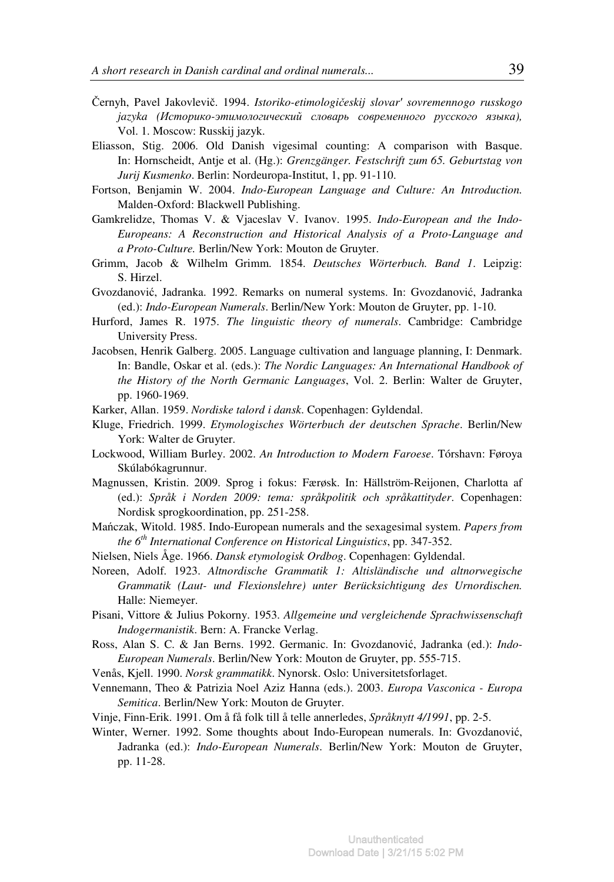Černyh, Pavel Jakovlevič. 1994. *Istoriko-etimologičeskij slovar' sovremennogo russkogo jazyka (Историко-этимологический словарь современного русского языка),* Vol. 1. Moscow: Russkij jazyk.

Eliasson, Stig. 2006. Old Danish vigesimal counting: A comparison with Basque. In: Hornscheidt, Antje et al. (Hg.): *Grenzgänger. Festschrift zum 65. Geburtstag von Jurij Kusmenko*. Berlin: Nordeuropa-Institut, 1, pp. 91-110.

Fortson, Benjamin W. 2004. *Indo-European Language and Culture: An Introduction.* Malden-Oxford: Blackwell Publishing.

Gamkrelidze, Thomas V. & Vjaceslav V. Ivanov. 1995. *Indo-European and the Indo-Europeans: A Reconstruction and Historical Analysis of a Proto-Language and a Proto-Culture.* Berlin/New York: Mouton de Gruyter.

Grimm, Jacob & Wilhelm Grimm. 1854. *Deutsches Wörterbuch. Band 1*. Leipzig: S. Hirzel.

Gvozdanović, Jadranka. 1992. Remarks on numeral systems. In: Gvozdanović, Jadranka (ed.): *Indo-European Numerals*. Berlin/New York: Mouton de Gruyter, pp. 1-10.

Hurford, James R. 1975. *The linguistic theory of numerals*. Cambridge: Cambridge University Press.

Jacobsen, Henrik Galberg. 2005. Language cultivation and language planning, I: Denmark. In: Bandle, Oskar et al. (eds.): *The Nordic Languages: An International Handbook of the History of the North Germanic Languages*, Vol. 2. Berlin: Walter de Gruyter, pp. 1960-1969.

Karker, Allan. 1959. *Nordiske talord i dansk*. Copenhagen: Gyldendal.

Kluge, Friedrich. 1999. *Etymologisches Wörterbuch der deutschen Sprache*. Berlin/New York: Walter de Gruyter.

Lockwood, William Burley. 2002. *An Introduction to Modern Faroese*. Tórshavn: Føroya Skúlabókagrunnur.

Magnussen, Kristin. 2009. Sprog i fokus: Færøsk. In: Hällström-Reijonen, Charlotta af (ed.): *Språk i Norden 2009: tema: språkpolitik och språkattityder*. Copenhagen: Nordisk sprogkoordination, pp. 251-258.

Mańczak, Witold. 1985. Indo-European numerals and the sexagesimal system. *Papers from the 6th International Conference on Historical Linguistics*, pp. 347-352.

Nielsen, Niels Åge. 1966. *Dansk etymologisk Ordbog*. Copenhagen: Gyldendal.

Noreen, Adolf. 1923. *Altnordische Grammatik 1: Altisländische und altnorwegische Grammatik (Laut- und Flexionslehre) unter Berücksichtigung des Urnordischen.* Halle: Niemeyer.

Pisani, Vittore & Julius Pokorny. 1953. *Allgemeine und vergleichende Sprachwissenschaft Indogermanistik*. Bern: A. Francke Verlag.

Ross, Alan S. C. & Jan Berns. 1992. Germanic. In: Gvozdanović, Jadranka (ed.): *Indo-European Numerals*. Berlin/New York: Mouton de Gruyter, pp. 555-715.

Venås, Kjell. 1990. *Norsk grammatikk*. Nynorsk. Oslo: Universitetsforlaget.

Vennemann, Theo & Patrizia Noel Aziz Hanna (eds.). 2003. *Europa Vasconica - Europa Semitica*. Berlin/New York: Mouton de Gruyter.

Vinje, Finn-Erik. 1991. Om å få folk till å telle annerledes, *Språknytt 4/1991*, pp. 2-5.

Winter, Werner. 1992. Some thoughts about Indo-European numerals. In: Gvozdanović, Jadranka (ed.): *Indo-European Numerals*. Berlin/New York: Mouton de Gruyter, pp. 11-28.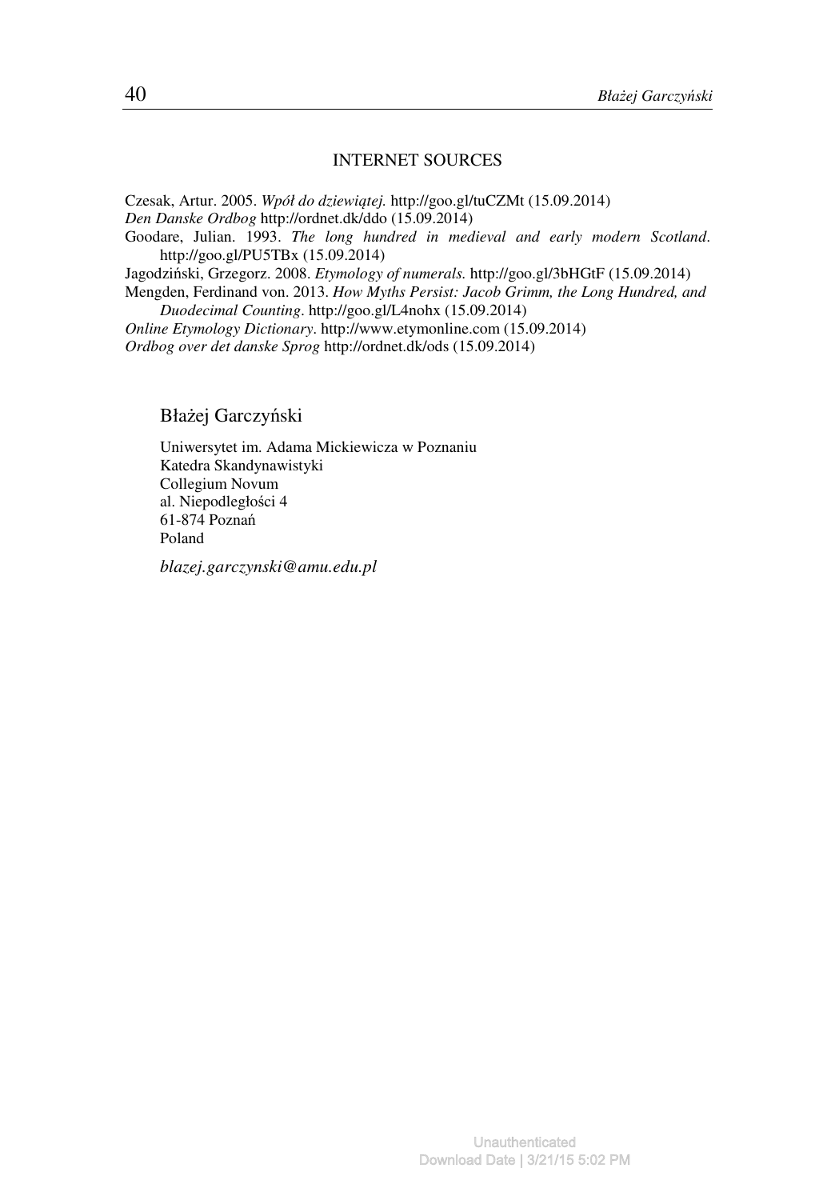## INTERNET SOURCES

Czesak, Artur. 2005. *Wpół do dziewiątej.* http://goo.gl/tuCZMt (15.09.2014)

*Den Danske Ordbog* http://ordnet.dk/ddo (15.09.2014)

Goodare, Julian. 1993. *The long hundred in medieval and early modern Scotland*. http://goo.gl/PU5TBx (15.09.2014)

Jagodziński, Grzegorz. 2008. *Etymology of numerals.* http://goo.gl/3bHGtF (15.09.2014)

Mengden, Ferdinand von. 2013. *How Myths Persist: Jacob Grimm, the Long Hundred, and Duodecimal Counting*. http://goo.gl/L4nohx (15.09.2014)

*Online Etymology Dictionary*. http://www.etymonline.com (15.09.2014)

*Ordbog over det danske Sprog* http://ordnet.dk/ods (15.09.2014)

Błażej Garczyński

Uniwersytet im. Adama Mickiewicza w Poznaniu
Katedra Skandynawistyki
Collegium Novum
al. Niepodległości 4
61-874 Poznań
Poland

*blazej.garczynski@amu.edu.pl*